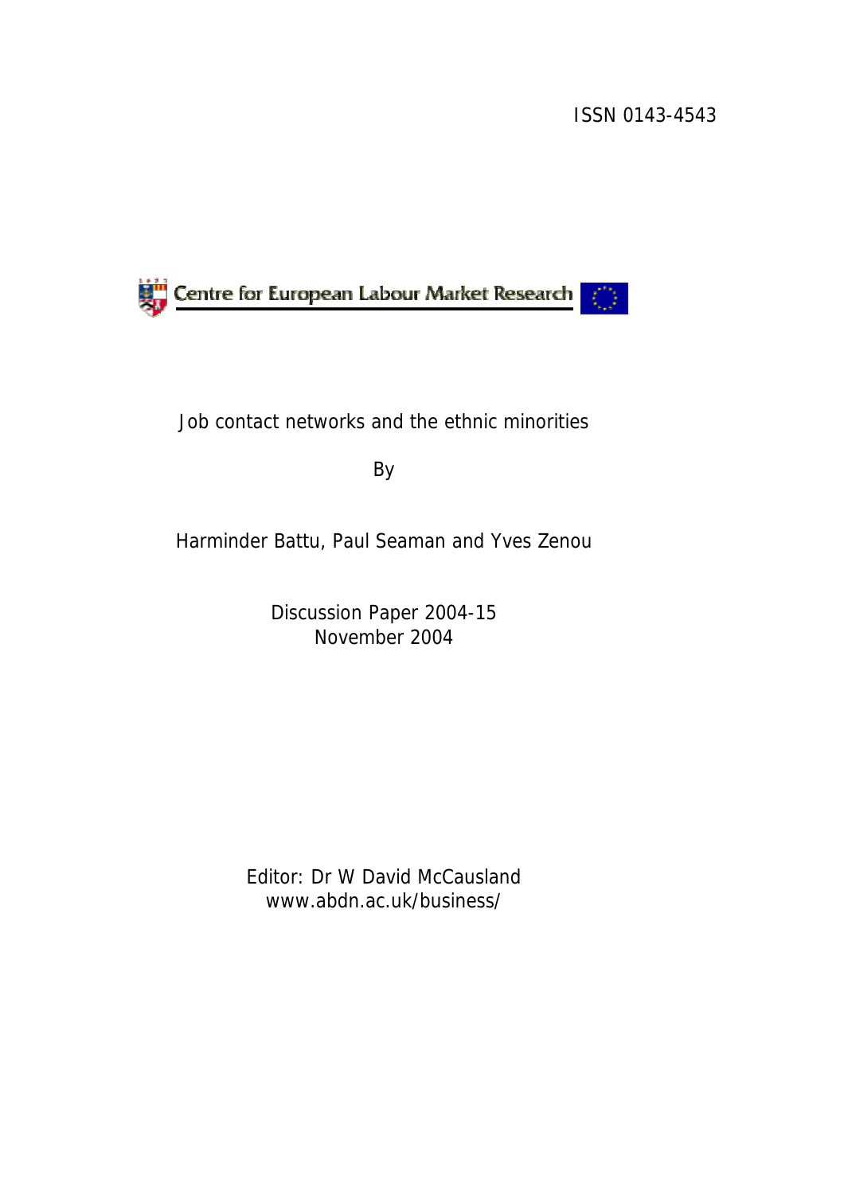ISSN 0143-4543

Centre for European Labour Market Research

# Job contact networks and the ethnic minorities

By

Harminder Battu, Paul Seaman and Yves Zenou

Discussion Paper 2004-15
November 2004

Editor: Dr W David McCausland
www.abdn.ac.uk/business/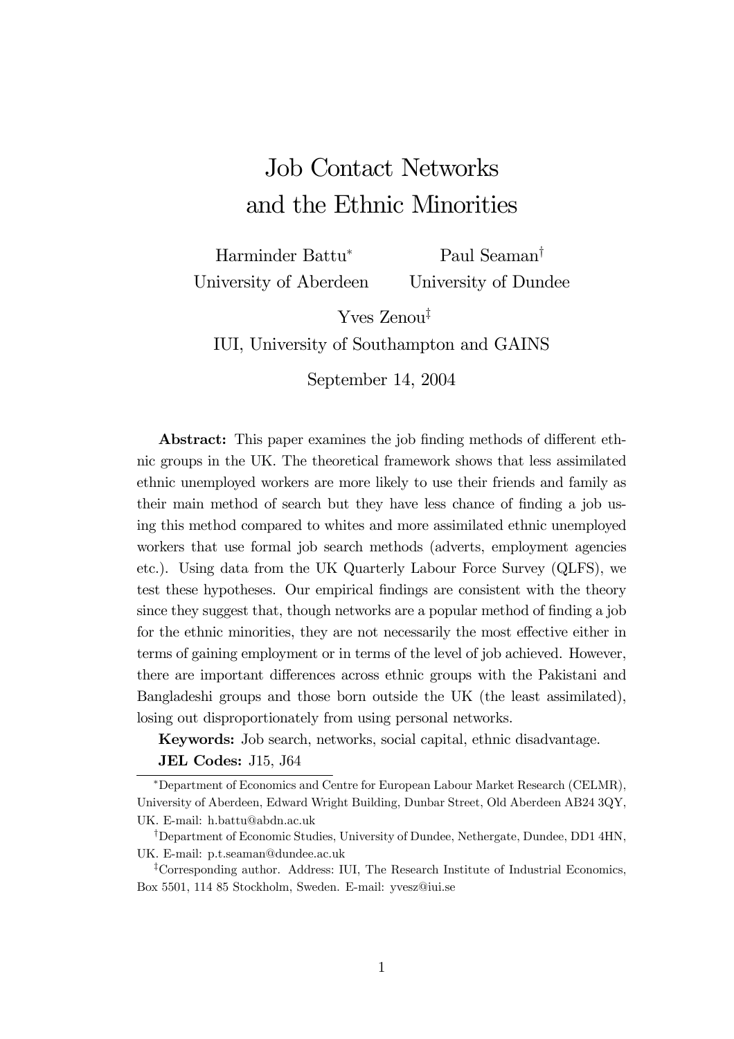# Job Contact Networks and the Ethnic Minorities

Harminder Battu[*]
University of Aberdeen

Paul Seaman[†]
University of Dundee

Yves Zenou[‡]
IUI, University of Southampton and GAINS

September 14, 2004

**Abstract:** This paper examines the job finding methods of different ethnic groups in the UK. The theoretical framework shows that less assimilated ethnic unemployed workers are more likely to use their friends and family as their main method of search but they have less chance of finding a job using this method compared to whites and more assimilated ethnic unemployed workers that use formal job search methods (adverts, employment agencies etc.). Using data from the UK Quarterly Labour Force Survey (QLFS), we test these hypotheses. Our empirical findings are consistent with the theory since they suggest that, though networks are a popular method of finding a job for the ethnic minorities, they are not necessarily the most effective either in terms of gaining employment or in terms of the level of job achieved. However, there are important differences across ethnic groups with the Pakistani and Bangladeshi groups and those born outside the UK (the least assimilated), losing out disproportionately from using personal networks.

**Keywords:** Job search, networks, social capital, ethnic disadvantage.

**JEL Codes:** J15, J64

---

[*] Department of Economics and Centre for European Labour Market Research (CELMR), University of Aberdeen, Edward Wright Building, Dunbar Street, Old Aberdeen AB24 3QY, UK. E-mail: h.battu@abdn.ac.uk

[†] Department of Economic Studies, University of Dundee, Nethergate, Dundee, DD1 4HN, UK. E-mail: p.t.seaman@dundee.ac.uk

[‡] Corresponding author. Address: IUI, The Research Institute of Industrial Economics, Box 5501, 114 85 Stockholm, Sweden. E-mail: yvesz@iui.se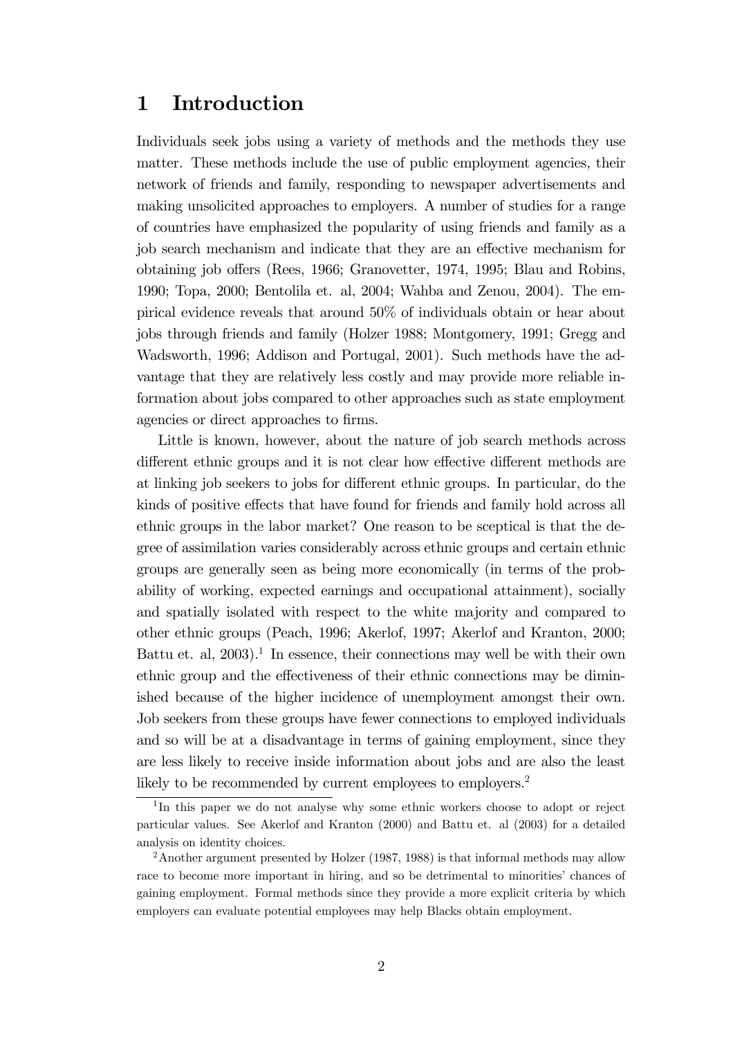# 1 Introduction

Individuals seek jobs using a variety of methods and the methods they use matter. These methods include the use of public employment agencies, their network of friends and family, responding to newspaper advertisements and making unsolicited approaches to employers. A number of studies for a range of countries have emphasized the popularity of using friends and family as a job search mechanism and indicate that they are an effective mechanism for obtaining job offers (Rees, 1966; Granovetter, 1974, 1995; Blau and Robins, 1990; Topa, 2000; Bentolila et. al, 2004; Wahba and Zenou, 2004). The empirical evidence reveals that around 50% of individuals obtain or hear about jobs through friends and family (Holzer 1988; Montgomery, 1991; Gregg and Wadsworth, 1996; Addison and Portugal, 2001). Such methods have the advantage that they are relatively less costly and may provide more reliable information about jobs compared to other approaches such as state employment agencies or direct approaches to firms.

Little is known, however, about the nature of job search methods across different ethnic groups and it is not clear how effective different methods are at linking job seekers to jobs for different ethnic groups. In particular, do the kinds of positive effects that have found for friends and family hold across all ethnic groups in the labor market? One reason to be sceptical is that the degree of assimilation varies considerably across ethnic groups and certain ethnic groups are generally seen as being more economically (in terms of the probability of working, expected earnings and occupational attainment), socially and spatially isolated with respect to the white majority and compared to other ethnic groups (Peach, 1996; Akerlof, 1997; Akerlof and Kranton, 2000; Battu et. al, 2003).[1] In essence, their connections may well be with their own ethnic group and the effectiveness of their ethnic connections may be diminished because of the higher incidence of unemployment amongst their own. Job seekers from these groups have fewer connections to employed individuals and so will be at a disadvantage in terms of gaining employment, since they are less likely to receive inside information about jobs and are also the least likely to be recommended by current employees to employers.[2]

[1] In this paper we do not analyse why some ethnic workers choose to adopt or reject particular values. See Akerlof and Kranton (2000) and Battu et. al (2003) for a detailed analysis on identity choices.

[2] Another argument presented by Holzer (1987, 1988) is that informal methods may allow race to become more important in hiring, and so be detrimental to minorities' chances of gaining employment. Formal methods since they provide a more explicit criteria by which employers can evaluate potential employees may help Blacks obtain employment.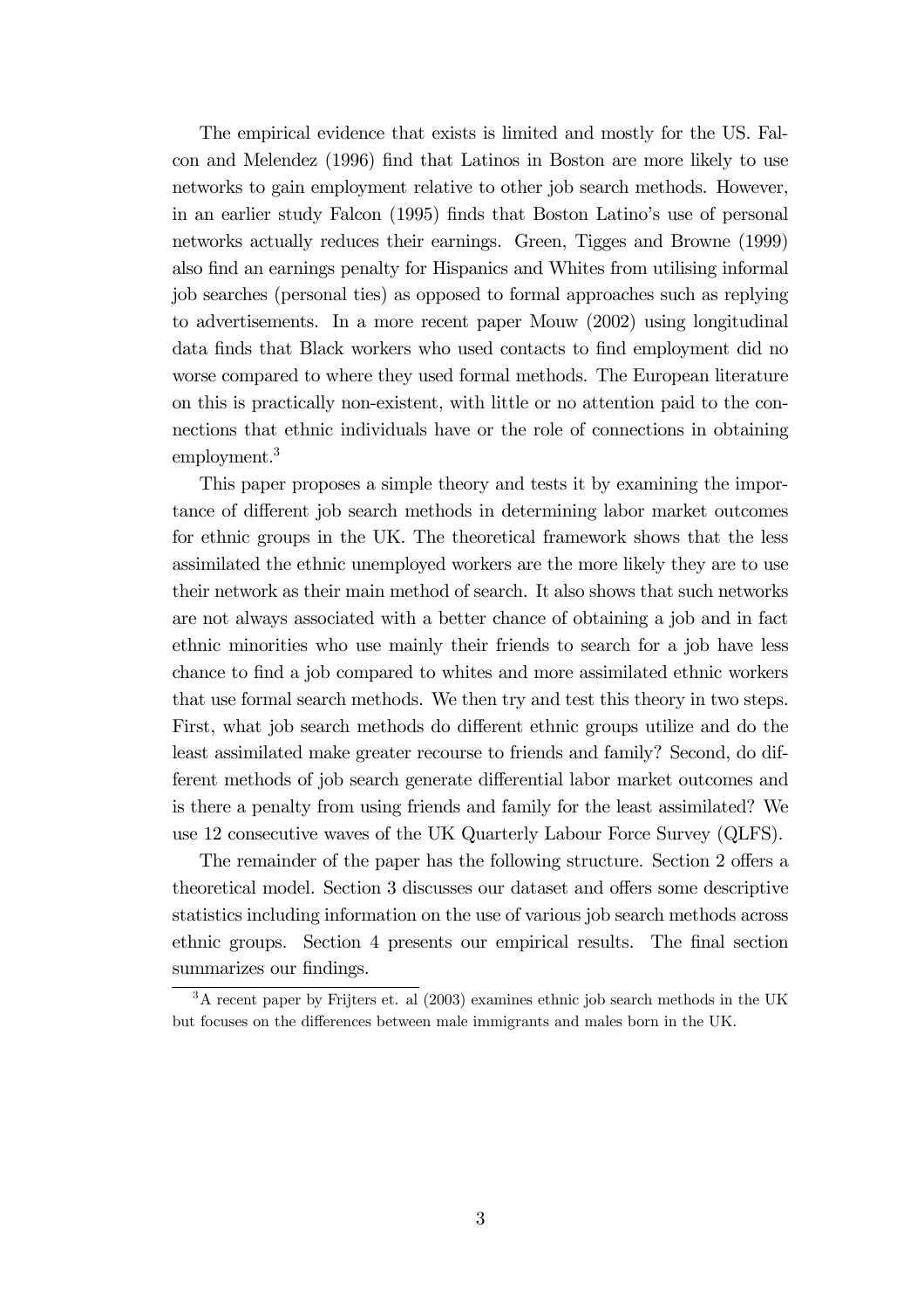The empirical evidence that exists is limited and mostly for the US. Falcon and Melendez (1996) find that Latinos in Boston are more likely to use networks to gain employment relative to other job search methods. However, in an earlier study Falcon (1995) finds that Boston Latino's use of personal networks actually reduces their earnings. Green, Tigges and Browne (1999) also find an earnings penalty for Hispanics and Whites from utilising informal job searches (personal ties) as opposed to formal approaches such as replying to advertisements. In a more recent paper Mouw (2002) using longitudinal data finds that Black workers who used contacts to find employment did no worse compared to where they used formal methods. The European literature on this is practically non-existent, with little or no attention paid to the connections that ethnic individuals have or the role of connections in obtaining employment.[3]

This paper proposes a simple theory and tests it by examining the importance of different job search methods in determining labor market outcomes for ethnic groups in the UK. The theoretical framework shows that the less assimilated the ethnic unemployed workers are the more likely they are to use their network as their main method of search. It also shows that such networks are not always associated with a better chance of obtaining a job and in fact ethnic minorities who use mainly their friends to search for a job have less chance to find a job compared to whites and more assimilated ethnic workers that use formal search methods. We then try and test this theory in two steps. First, what job search methods do different ethnic groups utilize and do the least assimilated make greater recourse to friends and family? Second, do different methods of job search generate differential labor market outcomes and is there a penalty from using friends and family for the least assimilated? We use 12 consecutive waves of the UK Quarterly Labour Force Survey (QLFS).

The remainder of the paper has the following structure. Section 2 offers a theoretical model. Section 3 discusses our dataset and offers some descriptive statistics including information on the use of various job search methods across ethnic groups. Section 4 presents our empirical results. The final section summarizes our findings.

[3] A recent paper by Frijters et. al (2003) examines ethnic job search methods in the UK but focuses on the differences between male immigrants and males born in the UK.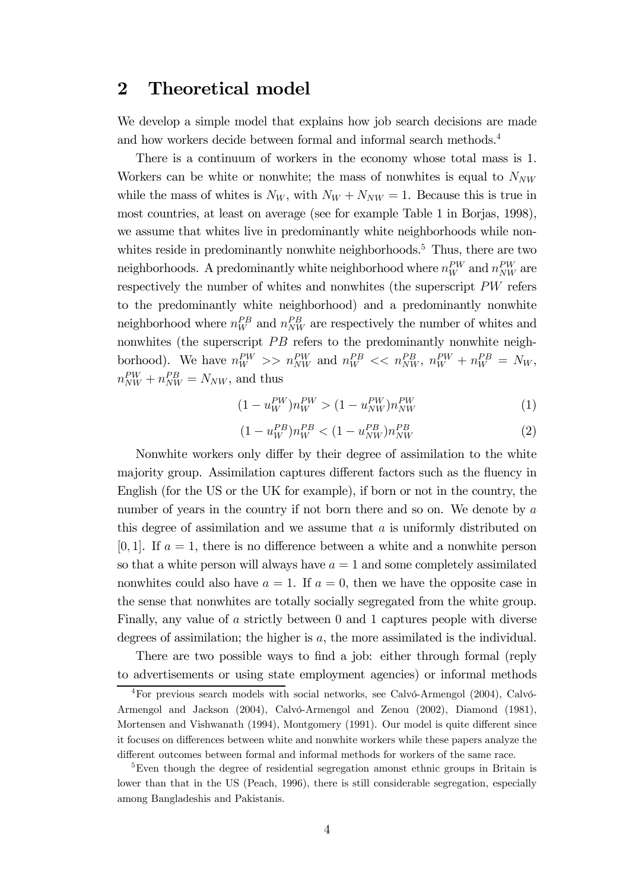## 2 Theoretical model

We develop a simple model that explains how job search decisions are made and how workers decide between formal and informal search methods.[4]

There is a continuum of workers in the economy whose total mass is 1. Workers can be white or nonwhite; the mass of nonwhites is equal to $N_{NW}$ while the mass of whites is $N_W$, with $N_W + N_{NW} = 1$. Because this is true in most countries, at least on average (see for example Table 1 in Borjas, 1998), we assume that whites live in predominantly white neighborhoods while nonwhites reside in predominantly nonwhite neighborhoods.[5] Thus, there are two neighborhoods. A predominantly white neighborhood where $n_W^{PW}$ and $n_{NW}^{PW}$ are respectively the number of whites and nonwhites (the superscript $PW$ refers to the predominantly white neighborhood) and a predominantly nonwhite neighborhood where $n_W^{PB}$ and $n_{NW}^{PB}$ are respectively the number of whites and nonwhites (the superscript $PB$ refers to the predominantly nonwhite neighborhood). We have $n_W^{PW} >> n_{NW}^{PW}$ and $n_W^{PB} << n_{NW}^{PB}$, $n_W^{PW} + n_W^{PB} = N_W$, $n_{NW}^{PW} + n_{NW}^{PB} = N_{NW}$, and thus

$$(1 - u_W^{PW})n_W^{PW} > (1 - u_{NW}^{PW})n_{NW}^{PW} \tag{1}$$

$$(1 - u_W^{PB})n_W^{PB} < (1 - u_{NW}^{PB})n_{NW}^{PB} \tag{2}$$

Nonwhite workers only differ by their degree of assimilation to the white majority group. Assimilation captures different factors such as the fluency in English (for the US or the UK for example), if born or not in the country, the number of years in the country if not born there and so on. We denote by $a$ this degree of assimilation and we assume that $a$ is uniformly distributed on $[0, 1]$. If $a = 1$, there is no difference between a white and a nonwhite person so that a white person will always have $a = 1$ and some completely assimilated nonwhites could also have $a = 1$. If $a = 0$, then we have the opposite case in the sense that nonwhites are totally socially segregated from the white group. Finally, any value of $a$ strictly between 0 and 1 captures people with diverse degrees of assimilation; the higher is $a$, the more assimilated is the individual.

There are two possible ways to find a job: either through formal (reply to advertisements or using state employment agencies) or informal methods

[4] For previous search models with social networks, see Calvó-Armengol (2004), Calvó-Armengol and Jackson (2004), Calvó-Armengol and Zenou (2002), Diamond (1981), Mortensen and Vishwanath (1994), Montgomery (1991). Our model is quite different since it focuses on differences between white and nonwhite workers while these papers analyze the different outcomes between formal and informal methods for workers of the same race.

[5] Even though the degree of residential segregation amonst ethnic groups in Britain is lower than that in the US (Peach, 1996), there is still considerable segregation, especially among Bangladeshis and Pakistanis.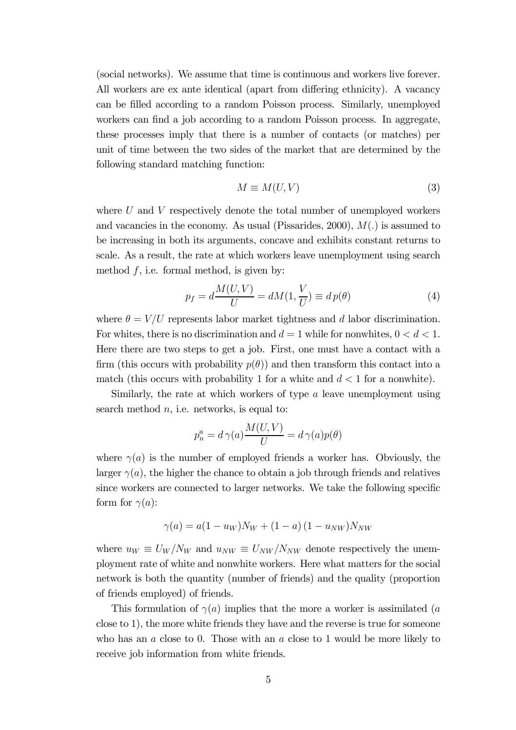(social networks). We assume that time is continuous and workers live forever. All workers are ex ante identical (apart from differing ethnicity). A vacancy can be filled according to a random Poisson process. Similarly, unemployed workers can find a job according to a random Poisson process. In aggregate, these processes imply that there is a number of contacts (or matches) per unit of time between the two sides of the market that are determined by the following standard matching function:

$$M \equiv M(U, V) \tag{3}$$

where $U$ and $V$ respectively denote the total number of unemployed workers and vacancies in the economy. As usual (Pissarides, 2000), $M(.)$ is assumed to be increasing in both its arguments, concave and exhibits constant returns to scale. As a result, the rate at which workers leave unemployment using search method $f$, i.e. formal method, is given by:

$$p_f = d\frac{M(U,V)}{U} = dM(1, \frac{V}{U}) \equiv d\,p(\theta) \tag{4}$$

where $\theta = V/U$ represents labor market tightness and $d$ labor discrimination. For whites, there is no discrimination and $d = 1$ while for nonwhites, $0 < d < 1$. Here there are two steps to get a job. First, one must have a contact with a firm (this occurs with probability $p(\theta)$) and then transform this contact into a match (this occurs with probability 1 for a white and $d < 1$ for a nonwhite).

Similarly, the rate at which workers of type $a$ leave unemployment using search method $n$, i.e. networks, is equal to:

$$p_n^a = d\,\gamma(a)\frac{M(U,V)}{U} = d\,\gamma(a)p(\theta)$$

where $\gamma(a)$ is the number of employed friends a worker has. Obviously, the larger $\gamma(a)$, the higher the chance to obtain a job through friends and relatives since workers are connected to larger networks. We take the following specific form for $\gamma(a)$:

$$\gamma(a) = a(1 - u_W)N_W + (1 - a)\,(1 - u_{NW})N_{NW}$$

where $u_W \equiv U_W/N_W$ and $u_{NW} \equiv U_{NW}/N_{NW}$ denote respectively the unemployment rate of white and nonwhite workers. Here what matters for the social network is both the quantity (number of friends) and the quality (proportion of friends employed) of friends.

This formulation of $\gamma(a)$ implies that the more a worker is assimilated ($a$ close to 1), the more white friends they have and the reverse is true for someone who has an $a$ close to 0. Those with an $a$ close to 1 would be more likely to receive job information from white friends.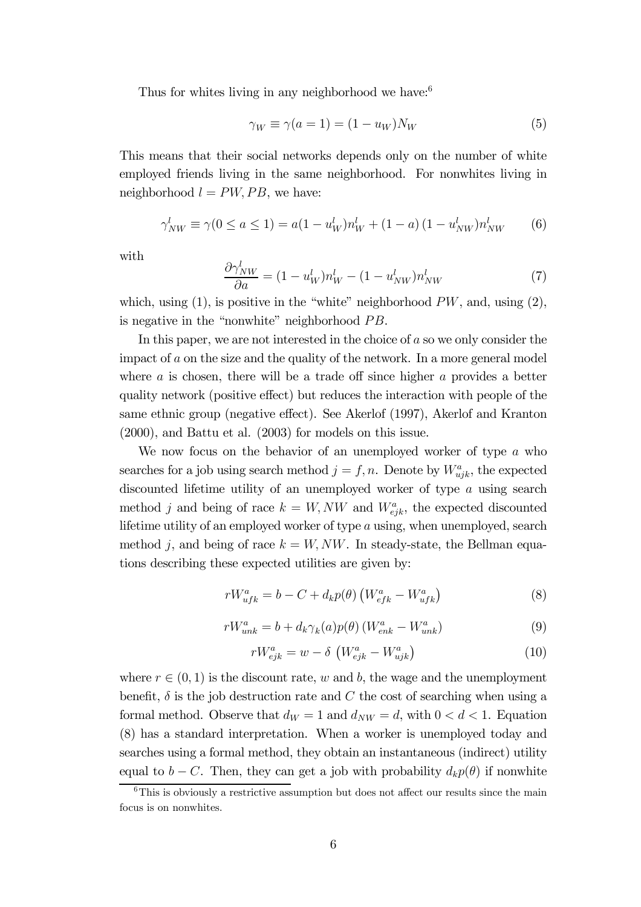Thus for whites living in any neighborhood we have:[6]

$$\gamma_W \equiv \gamma(a=1) = (1-u_W)N_W \tag{5}$$

This means that their social networks depends only on the number of white employed friends living in the same neighborhood. For nonwhites living in neighborhood $l = PW, PB$, we have:

$$\gamma_{NW}^l \equiv \gamma(0 \leq a \leq 1) = a(1-u_W^l)n_W^l + (1-a)\,(1-u_{NW}^l)n_{NW}^l \tag{6}$$

with

$$\frac{\partial \gamma_{NW}^l}{\partial a} = (1-u_W^l)n_W^l - (1-u_{NW}^l)n_{NW}^l \tag{7}$$

which, using (1), is positive in the "white" neighborhood $PW$, and, using (2), is negative in the "nonwhite" neighborhood $PB$.

In this paper, we are not interested in the choice of $a$ so we only consider the impact of $a$ on the size and the quality of the network. In a more general model where $a$ is chosen, there will be a trade off since higher $a$ provides a better quality network (positive effect) but reduces the interaction with people of the same ethnic group (negative effect). See Akerlof (1997), Akerlof and Kranton (2000), and Battu et al. (2003) for models on this issue.

We now focus on the behavior of an unemployed worker of type $a$ who searches for a job using search method $j = f, n$. Denote by $W_{ujk}^a$, the expected discounted lifetime utility of an unemployed worker of type $a$ using search method $j$ and being of race $k = W, NW$ and $W_{ejk}^a$, the expected discounted lifetime utility of an employed worker of type $a$ using, when unemployed, search method $j$, and being of race $k = W, NW$. In steady-state, the Bellman equations describing these expected utilities are given by:

$$rW_{ufk}^a = b - C + d_k p(\theta)\left(W_{efk}^a - W_{ufk}^a\right) \tag{8}$$

$$rW_{unk}^a = b + d_k \gamma_k(a) p(\theta)\left(W_{enk}^a - W_{unk}^a\right) \tag{9}$$

$$rW_{ejk}^a = w - \delta\,\left(W_{ejk}^a - W_{ujk}^a\right) \tag{10}$$

where $r \in (0,1)$ is the discount rate, $w$ and $b$, the wage and the unemployment benefit, $\delta$ is the job destruction rate and $C$ the cost of searching when using a formal method. Observe that $d_W = 1$ and $d_{NW} = d$, with $0 < d < 1$. Equation (8) has a standard interpretation. When a worker is unemployed today and searches using a formal method, they obtain an instantaneous (indirect) utility equal to $b - C$. Then, they can get a job with probability $d_k p(\theta)$ if nonwhite

[6] This is obviously a restrictive assumption but does not affect our results since the main focus is on nonwhites.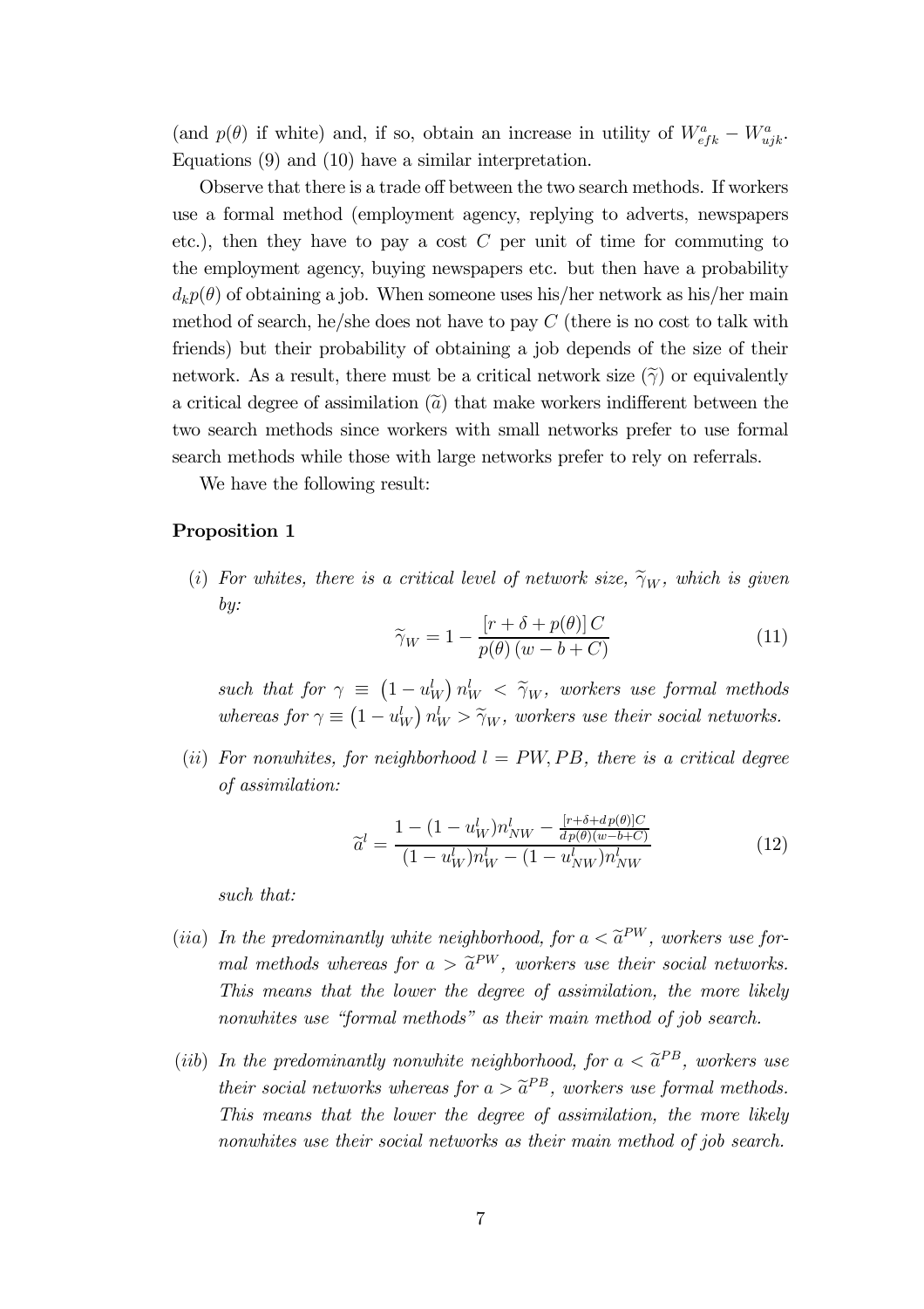(and $p(\theta)$ if white) and, if so, obtain an increase in utility of $W^a_{efk} - W^a_{ujk}$. Equations (9) and (10) have a similar interpretation.

Observe that there is a trade off between the two search methods. If workers use a formal method (employment agency, replying to adverts, newspapers etc.), then they have to pay a cost $C$ per unit of time for commuting to the employment agency, buying newspapers etc. but then have a probability $d_k p(\theta)$ of obtaining a job. When someone uses his/her network as his/her main method of search, he/she does not have to pay $C$ (there is no cost to talk with friends) but their probability of obtaining a job depends of the size of their network. As a result, there must be a critical network size $(\widetilde{\gamma})$ or equivalently a critical degree of assimilation $(\widetilde{a})$ that make workers indifferent between the two search methods since workers with small networks prefer to use formal search methods while those with large networks prefer to rely on referrals.

We have the following result:

**Proposition 1**

$(i)$ *For whites, there is a critical level of network size, $\widetilde{\gamma}_W$, which is given by:*

$$\widetilde{\gamma}_W = 1 - \frac{[r + \delta + p(\theta)]\, C}{p(\theta)\,(w - b + C)} \tag{11}$$

*such that for $\gamma \equiv \left(1 - u^l_W\right) n^l_W < \widetilde{\gamma}_W$, workers use formal methods whereas for $\gamma \equiv \left(1 - u^l_W\right) n^l_W > \widetilde{\gamma}_W$, workers use their social networks.*

$(ii)$ *For nonwhites, for neighborhood $l = PW, PB$, there is a critical degree of assimilation:*

$$\widetilde{a}^l = \frac{1 - (1 - u^l_W) n^l_{NW} - \frac{[r+\delta+d\,p(\theta)]C}{d\,p(\theta)(w-b+C)}}{(1 - u^l_W) n^l_W - (1 - u^l_{NW}) n^l_{NW}} \tag{12}$$

*such that:*

$(iia)$ *In the predominantly white neighborhood, for $a < \widetilde{a}^{PW}$, workers use formal methods whereas for $a > \widetilde{a}^{PW}$, workers use their social networks. This means that the lower the degree of assimilation, the more likely nonwhites use "formal methods" as their main method of job search.*

$(iib)$ *In the predominantly nonwhite neighborhood, for $a < \widetilde{a}^{PB}$, workers use their social networks whereas for $a > \widetilde{a}^{PB}$, workers use formal methods. This means that the lower the degree of assimilation, the more likely nonwhites use their social networks as their main method of job search.*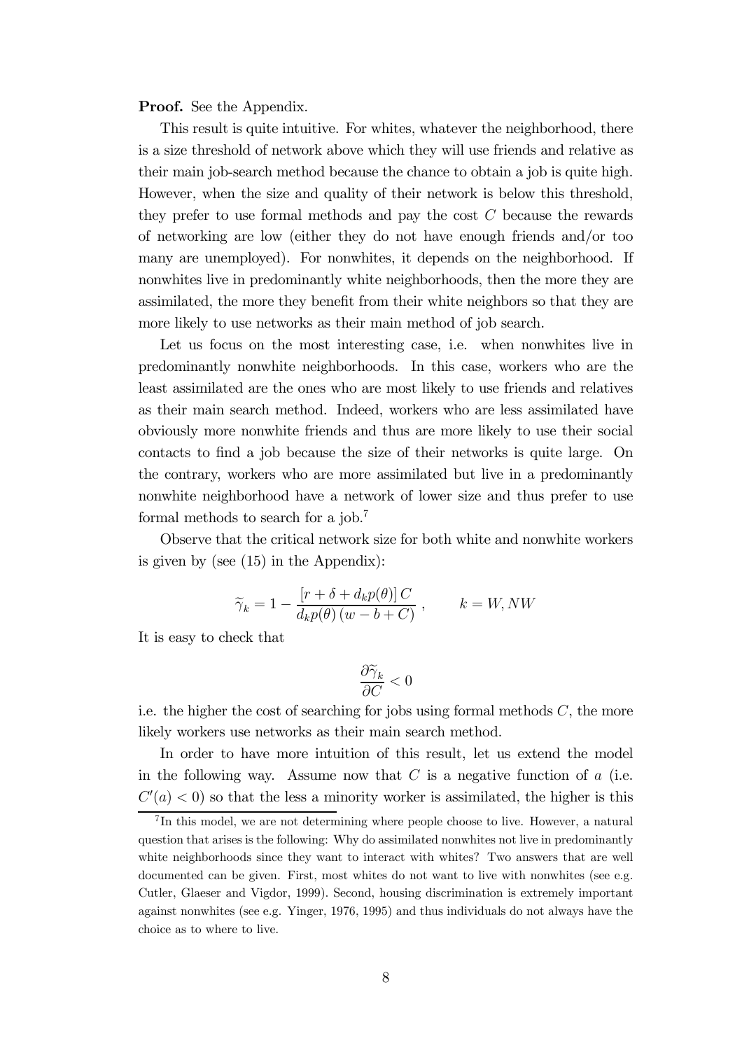**Proof.** See the Appendix.

This result is quite intuitive. For whites, whatever the neighborhood, there is a size threshold of network above which they will use friends and relative as their main job-search method because the chance to obtain a job is quite high. However, when the size and quality of their network is below this threshold, they prefer to use formal methods and pay the cost $C$ because the rewards of networking are low (either they do not have enough friends and/or too many are unemployed). For nonwhites, it depends on the neighborhood. If nonwhites live in predominantly white neighborhoods, then the more they are assimilated, the more they benefit from their white neighbors so that they are more likely to use networks as their main method of job search.

Let us focus on the most interesting case, i.e. when nonwhites live in predominantly nonwhite neighborhoods. In this case, workers who are the least assimilated are the ones who are most likely to use friends and relatives as their main search method. Indeed, workers who are less assimilated have obviously more nonwhite friends and thus are more likely to use their social contacts to find a job because the size of their networks is quite large. On the contrary, workers who are more assimilated but live in a predominantly nonwhite neighborhood have a network of lower size and thus prefer to use formal methods to search for a job.[7]

Observe that the critical network size for both white and nonwhite workers is given by (see (15) in the Appendix):

$$\widetilde{\gamma}_k = 1 - \frac{[r + \delta + d_k p(\theta)]\, C}{d_k p(\theta)\,(w - b + C)}\,, \qquad k = W, NW$$

It is easy to check that

$$\frac{\partial \widetilde{\gamma}_k}{\partial C} < 0$$

i.e. the higher the cost of searching for jobs using formal methods $C$, the more likely workers use networks as their main search method.

In order to have more intuition of this result, let us extend the model in the following way. Assume now that $C$ is a negative function of $a$ (i.e. $C'(a) < 0$) so that the less a minority worker is assimilated, the higher is this

[7] In this model, we are not determining where people choose to live. However, a natural question that arises is the following: Why do assimilated nonwhites not live in predominantly white neighborhoods since they want to interact with whites? Two answers that are well documented can be given. First, most whites do not want to live with nonwhites (see e.g. Cutler, Glaeser and Vigdor, 1999). Second, housing discrimination is extremely important against nonwhites (see e.g. Yinger, 1976, 1995) and thus individuals do not always have the choice as to where to live.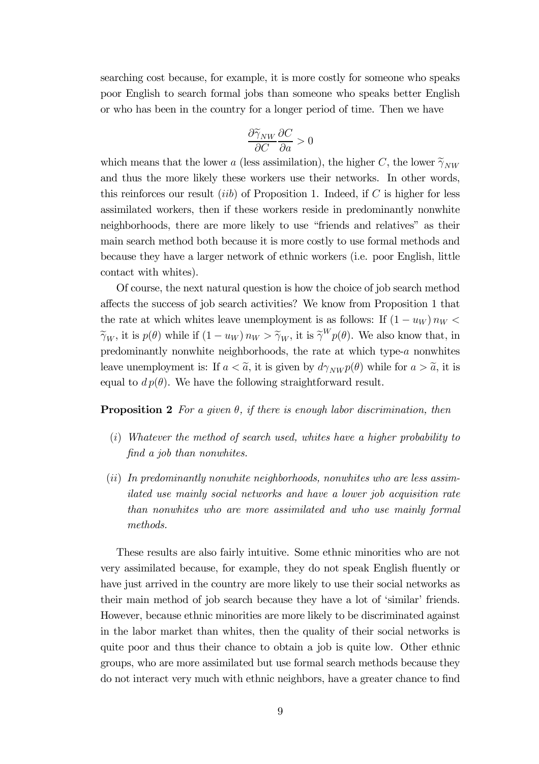searching cost because, for example, it is more costly for someone who speaks poor English to search formal jobs than someone who speaks better English or who has been in the country for a longer period of time. Then we have

$$\frac{\partial \widetilde{\gamma}_{NW}}{\partial C}\frac{\partial C}{\partial a} > 0$$

which means that the lower $a$ (less assimilation), the higher $C$, the lower $\widetilde{\gamma}_{NW}$ and thus the more likely these workers use their networks. In other words, this reinforces our result $(iib)$ of Proposition 1. Indeed, if $C$ is higher for less assimilated workers, then if these workers reside in predominantly nonwhite neighborhoods, there are more likely to use "friends and relatives" as their main search method both because it is more costly to use formal methods and because they have a larger network of ethnic workers (i.e. poor English, little contact with whites).

Of course, the next natural question is how the choice of job search method affects the success of job search activities? We know from Proposition 1 that the rate at which whites leave unemployment is as follows: If $(1-u_W)\,n_W < \widetilde{\gamma}_W$, it is $p(\theta)$ while if $(1-u_W)\,n_W > \widetilde{\gamma}_W$, it is $\widetilde{\gamma}^W p(\theta)$. We also know that, in predominantly nonwhite neighborhoods, the rate at which type-$a$ nonwhites leave unemployment is: If $a < \widetilde{a}$, it is given by $d\gamma_{NW}p(\theta)$ while for $a > \widetilde{a}$, it is equal to $d\,p(\theta)$. We have the following straightforward result.

**Proposition 2** *For a given $\theta$, if there is enough labor discrimination, then*

- $(i)$ *Whatever the method of search used, whites have a higher probability to find a job than nonwhites.*
- $(ii)$ *In predominantly nonwhite neighborhoods, nonwhites who are less assimilated use mainly social networks and have a lower job acquisition rate than nonwhites who are more assimilated and who use mainly formal methods.*

These results are also fairly intuitive. Some ethnic minorities who are not very assimilated because, for example, they do not speak English fluently or have just arrived in the country are more likely to use their social networks as their main method of job search because they have a lot of 'similar' friends. However, because ethnic minorities are more likely to be discriminated against in the labor market than whites, then the quality of their social networks is quite poor and thus their chance to obtain a job is quite low. Other ethnic groups, who are more assimilated but use formal search methods because they do not interact very much with ethnic neighbors, have a greater chance to find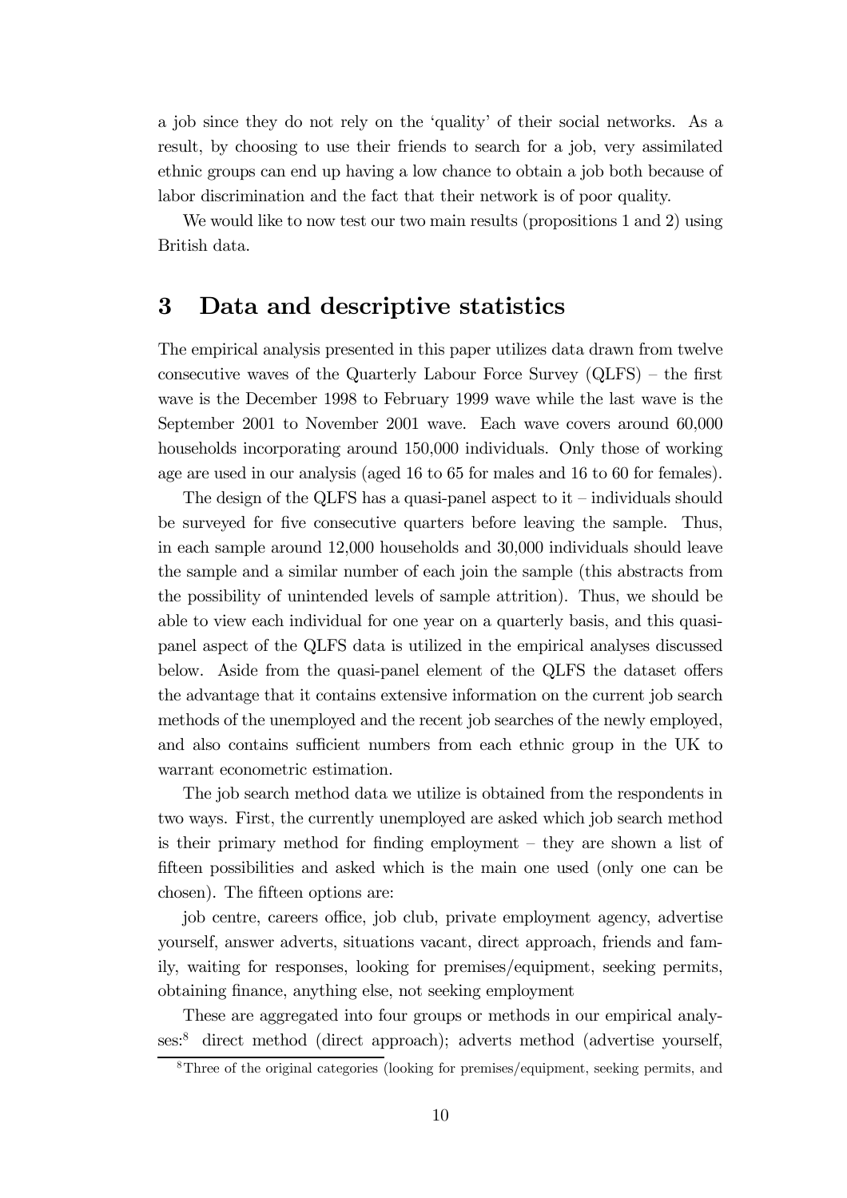a job since they do not rely on the 'quality' of their social networks. As a result, by choosing to use their friends to search for a job, very assimilated ethnic groups can end up having a low chance to obtain a job both because of labor discrimination and the fact that their network is of poor quality.

We would like to now test our two main results (propositions 1 and 2) using British data.

# 3 Data and descriptive statistics

The empirical analysis presented in this paper utilizes data drawn from twelve consecutive waves of the Quarterly Labour Force Survey (QLFS) – the first wave is the December 1998 to February 1999 wave while the last wave is the September 2001 to November 2001 wave. Each wave covers around 60,000 households incorporating around 150,000 individuals. Only those of working age are used in our analysis (aged 16 to 65 for males and 16 to 60 for females).

The design of the QLFS has a quasi-panel aspect to it – individuals should be surveyed for five consecutive quarters before leaving the sample. Thus, in each sample around 12,000 households and 30,000 individuals should leave the sample and a similar number of each join the sample (this abstracts from the possibility of unintended levels of sample attrition). Thus, we should be able to view each individual for one year on a quarterly basis, and this quasi-panel aspect of the QLFS data is utilized in the empirical analyses discussed below. Aside from the quasi-panel element of the QLFS the dataset offers the advantage that it contains extensive information on the current job search methods of the unemployed and the recent job searches of the newly employed, and also contains sufficient numbers from each ethnic group in the UK to warrant econometric estimation.

The job search method data we utilize is obtained from the respondents in two ways. First, the currently unemployed are asked which job search method is their primary method for finding employment – they are shown a list of fifteen possibilities and asked which is the main one used (only one can be chosen). The fifteen options are:

job centre, careers office, job club, private employment agency, advertise yourself, answer adverts, situations vacant, direct approach, friends and family, waiting for responses, looking for premises/equipment, seeking permits, obtaining finance, anything else, not seeking employment

These are aggregated into four groups or methods in our empirical analyses:[8] direct method (direct approach); adverts method (advertise yourself,

[8] Three of the original categories (looking for premises/equipment, seeking permits, and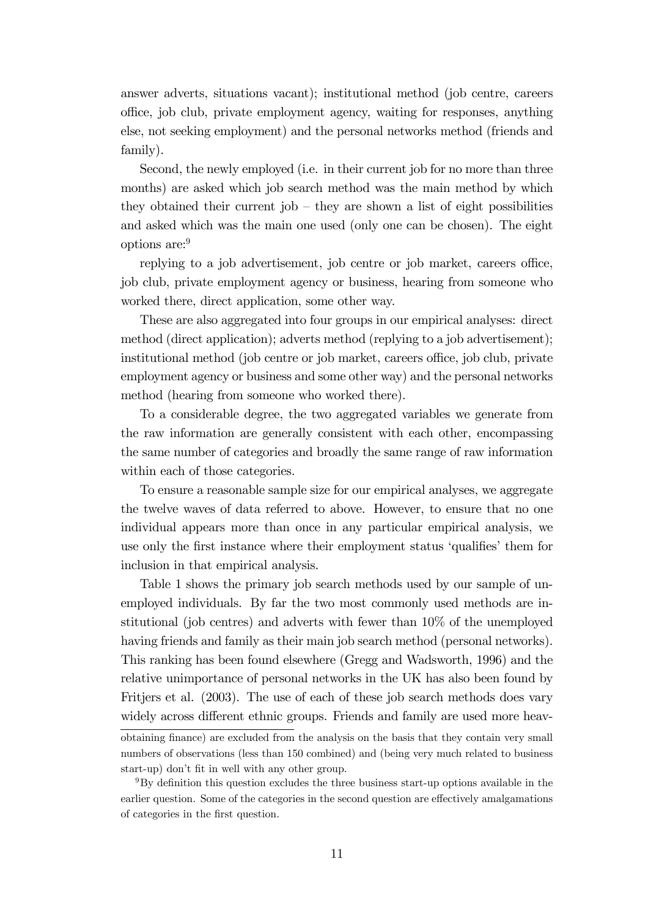answer adverts, situations vacant); institutional method (job centre, careers office, job club, private employment agency, waiting for responses, anything else, not seeking employment) and the personal networks method (friends and family).

Second, the newly employed (i.e. in their current job for no more than three months) are asked which job search method was the main method by which they obtained their current job – they are shown a list of eight possibilities and asked which was the main one used (only one can be chosen). The eight options are:[9]

replying to a job advertisement, job centre or job market, careers office, job club, private employment agency or business, hearing from someone who worked there, direct application, some other way.

These are also aggregated into four groups in our empirical analyses: direct method (direct application); adverts method (replying to a job advertisement); institutional method (job centre or job market, careers office, job club, private employment agency or business and some other way) and the personal networks method (hearing from someone who worked there).

To a considerable degree, the two aggregated variables we generate from the raw information are generally consistent with each other, encompassing the same number of categories and broadly the same range of raw information within each of those categories.

To ensure a reasonable sample size for our empirical analyses, we aggregate the twelve waves of data referred to above. However, to ensure that no one individual appears more than once in any particular empirical analysis, we use only the first instance where their employment status 'qualifies' them for inclusion in that empirical analysis.

Table 1 shows the primary job search methods used by our sample of unemployed individuals. By far the two most commonly used methods are institutional (job centres) and adverts with fewer than 10% of the unemployed having friends and family as their main job search method (personal networks). This ranking has been found elsewhere (Gregg and Wadsworth, 1996) and the relative unimportance of personal networks in the UK has also been found by Fritjers et al. (2003). The use of each of these job search methods does vary widely across different ethnic groups. Friends and family are used more heav-

obtaining finance) are excluded from the analysis on the basis that they contain very small numbers of observations (less than 150 combined) and (being very much related to business start-up) don't fit in well with any other group.

[9] By definition this question excludes the three business start-up options available in the earlier question. Some of the categories in the second question are effectively amalgamations of categories in the first question.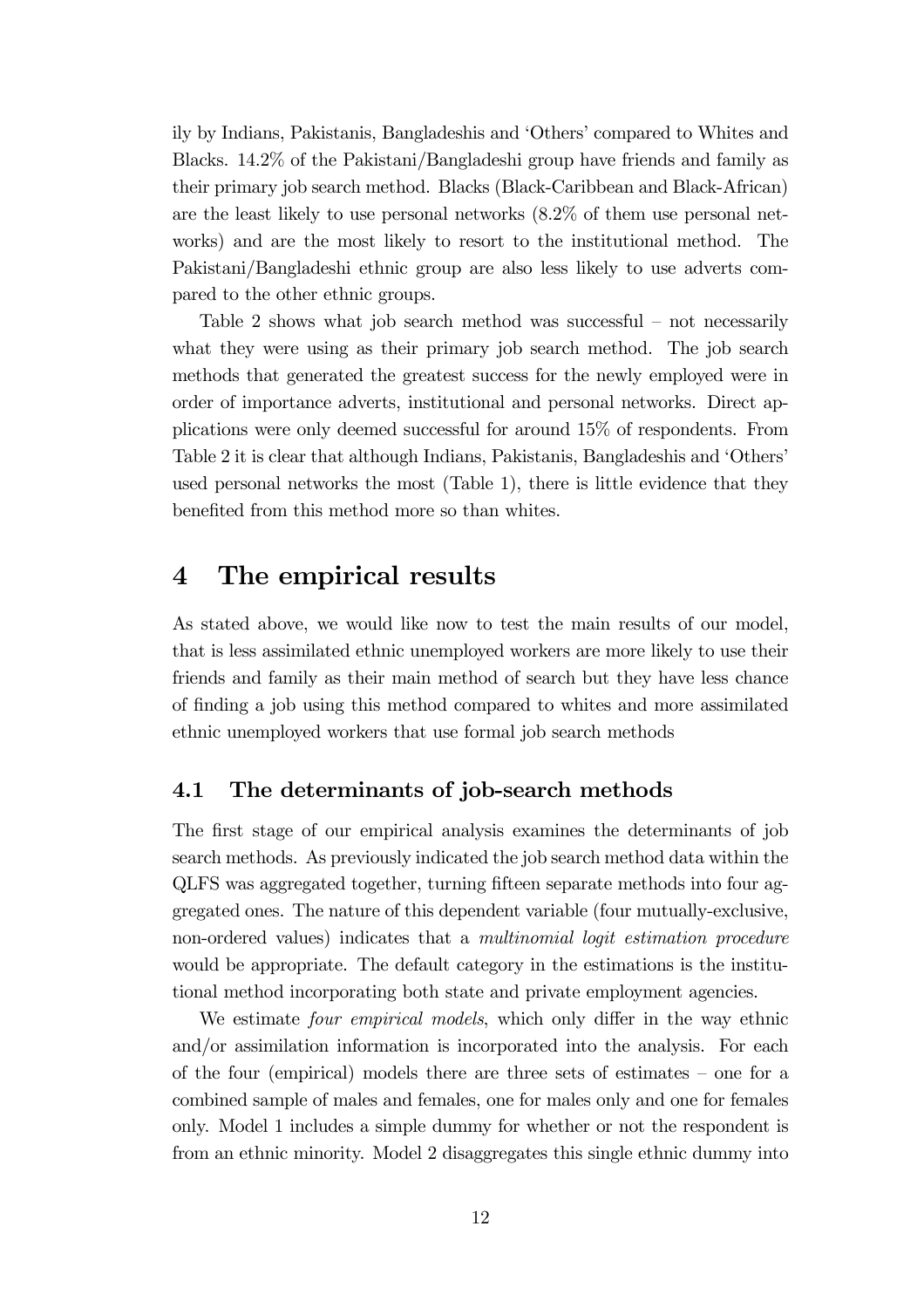ily by Indians, Pakistanis, Bangladeshis and 'Others' compared to Whites and Blacks. 14.2% of the Pakistani/Bangladeshi group have friends and family as their primary job search method. Blacks (Black-Caribbean and Black-African) are the least likely to use personal networks (8.2% of them use personal networks) and are the most likely to resort to the institutional method. The Pakistani/Bangladeshi ethnic group are also less likely to use adverts compared to the other ethnic groups.

Table 2 shows what job search method was successful – not necessarily what they were using as their primary job search method. The job search methods that generated the greatest success for the newly employed were in order of importance adverts, institutional and personal networks. Direct applications were only deemed successful for around 15% of respondents. From Table 2 it is clear that although Indians, Pakistanis, Bangladeshis and 'Others' used personal networks the most (Table 1), there is little evidence that they benefited from this method more so than whites.

# 4 The empirical results

As stated above, we would like now to test the main results of our model, that is less assimilated ethnic unemployed workers are more likely to use their friends and family as their main method of search but they have less chance of finding a job using this method compared to whites and more assimilated ethnic unemployed workers that use formal job search methods

## 4.1 The determinants of job-search methods

The first stage of our empirical analysis examines the determinants of job search methods. As previously indicated the job search method data within the QLFS was aggregated together, turning fifteen separate methods into four aggregated ones. The nature of this dependent variable (four mutually-exclusive, non-ordered values) indicates that a *multinomial logit estimation procedure* would be appropriate. The default category in the estimations is the institutional method incorporating both state and private employment agencies.

We estimate *four empirical models*, which only differ in the way ethnic and/or assimilation information is incorporated into the analysis. For each of the four (empirical) models there are three sets of estimates – one for a combined sample of males and females, one for males only and one for females only. Model 1 includes a simple dummy for whether or not the respondent is from an ethnic minority. Model 2 disaggregates this single ethnic dummy into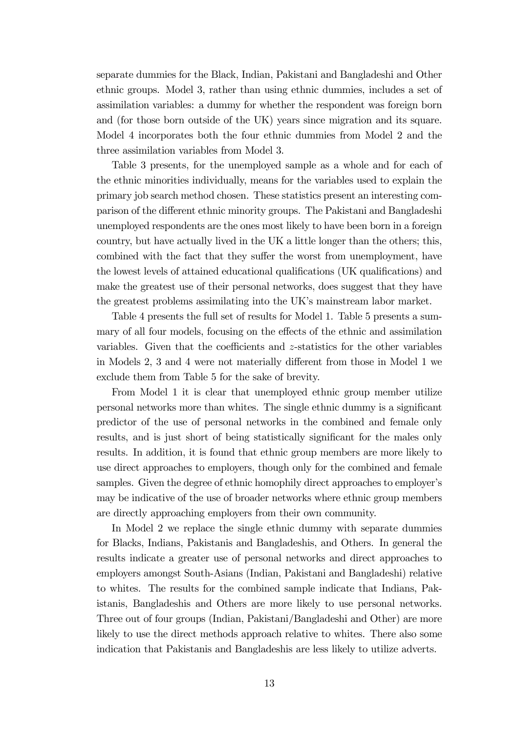separate dummies for the Black, Indian, Pakistani and Bangladeshi and Other ethnic groups. Model 3, rather than using ethnic dummies, includes a set of assimilation variables: a dummy for whether the respondent was foreign born and (for those born outside of the UK) years since migration and its square. Model 4 incorporates both the four ethnic dummies from Model 2 and the three assimilation variables from Model 3.

Table 3 presents, for the unemployed sample as a whole and for each of the ethnic minorities individually, means for the variables used to explain the primary job search method chosen. These statistics present an interesting comparison of the different ethnic minority groups. The Pakistani and Bangladeshi unemployed respondents are the ones most likely to have been born in a foreign country, but have actually lived in the UK a little longer than the others; this, combined with the fact that they suffer the worst from unemployment, have the lowest levels of attained educational qualifications (UK qualifications) and make the greatest use of their personal networks, does suggest that they have the greatest problems assimilating into the UK's mainstream labor market.

Table 4 presents the full set of results for Model 1. Table 5 presents a summary of all four models, focusing on the effects of the ethnic and assimilation variables. Given that the coefficients and $z$-statistics for the other variables in Models 2, 3 and 4 were not materially different from those in Model 1 we exclude them from Table 5 for the sake of brevity.

From Model 1 it is clear that unemployed ethnic group member utilize personal networks more than whites. The single ethnic dummy is a significant predictor of the use of personal networks in the combined and female only results, and is just short of being statistically significant for the males only results. In addition, it is found that ethnic group members are more likely to use direct approaches to employers, though only for the combined and female samples. Given the degree of ethnic homophily direct approaches to employer's may be indicative of the use of broader networks where ethnic group members are directly approaching employers from their own community.

In Model 2 we replace the single ethnic dummy with separate dummies for Blacks, Indians, Pakistanis and Bangladeshis, and Others. In general the results indicate a greater use of personal networks and direct approaches to employers amongst South-Asians (Indian, Pakistani and Bangladeshi) relative to whites. The results for the combined sample indicate that Indians, Pakistanis, Bangladeshis and Others are more likely to use personal networks. Three out of four groups (Indian, Pakistani/Bangladeshi and Other) are more likely to use the direct methods approach relative to whites. There also some indication that Pakistanis and Bangladeshis are less likely to utilize adverts.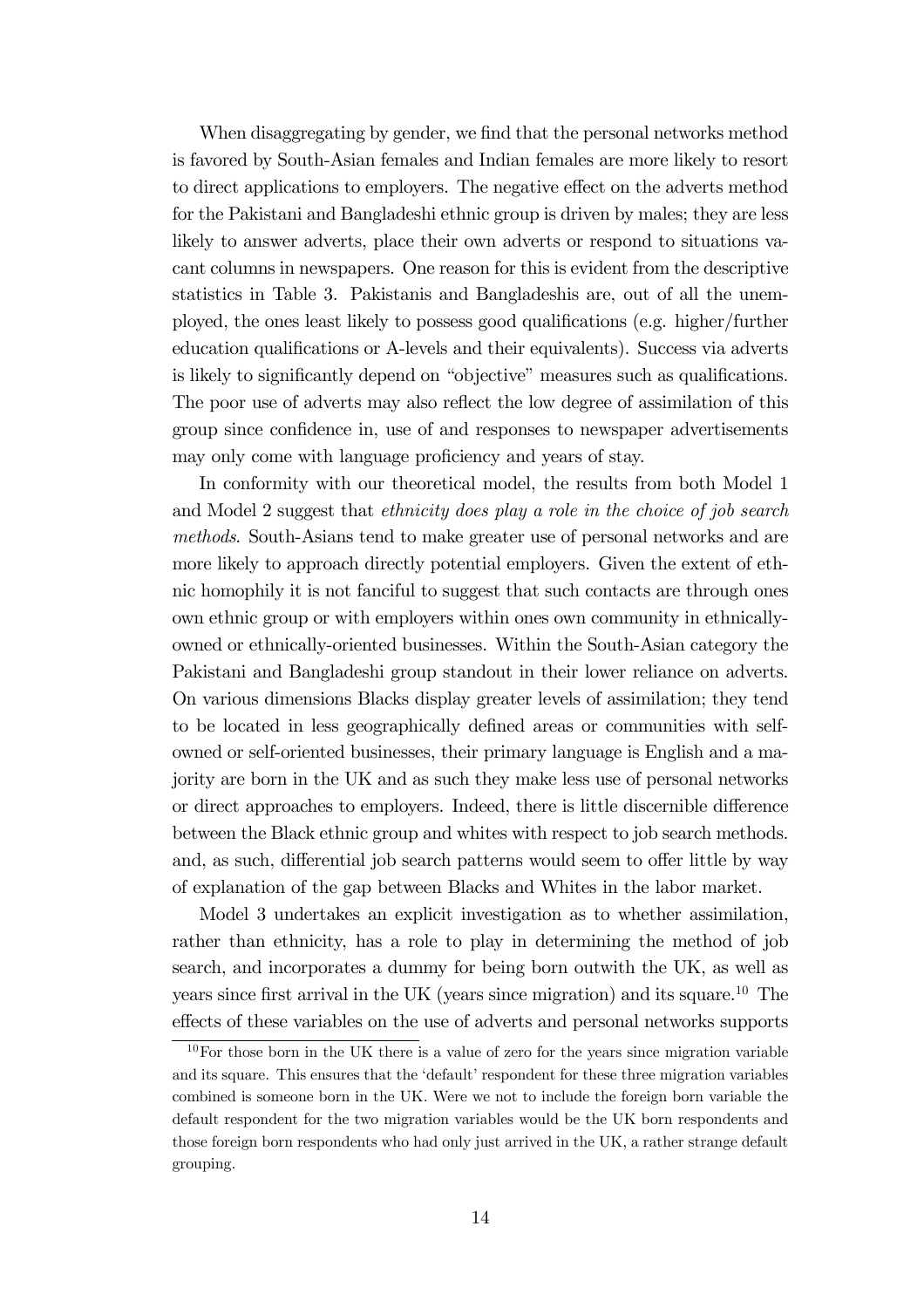When disaggregating by gender, we find that the personal networks method is favored by South-Asian females and Indian females are more likely to resort to direct applications to employers. The negative effect on the adverts method for the Pakistani and Bangladeshi ethnic group is driven by males; they are less likely to answer adverts, place their own adverts or respond to situations vacant columns in newspapers. One reason for this is evident from the descriptive statistics in Table 3. Pakistanis and Bangladeshis are, out of all the unemployed, the ones least likely to possess good qualifications (e.g. higher/further education qualifications or A-levels and their equivalents). Success via adverts is likely to significantly depend on "objective" measures such as qualifications. The poor use of adverts may also reflect the low degree of assimilation of this group since confidence in, use of and responses to newspaper advertisements may only come with language proficiency and years of stay.

In conformity with our theoretical model, the results from both Model 1 and Model 2 suggest that *ethnicity does play a role in the choice of job search methods*. South-Asians tend to make greater use of personal networks and are more likely to approach directly potential employers. Given the extent of ethnic homophily it is not fanciful to suggest that such contacts are through ones own ethnic group or with employers within ones own community in ethnically-owned or ethnically-oriented businesses. Within the South-Asian category the Pakistani and Bangladeshi group standout in their lower reliance on adverts. On various dimensions Blacks display greater levels of assimilation; they tend to be located in less geographically defined areas or communities with self-owned or self-oriented businesses, their primary language is English and a majority are born in the UK and as such they make less use of personal networks or direct approaches to employers. Indeed, there is little discernible difference between the Black ethnic group and whites with respect to job search methods. and, as such, differential job search patterns would seem to offer little by way of explanation of the gap between Blacks and Whites in the labor market.

Model 3 undertakes an explicit investigation as to whether assimilation, rather than ethnicity, has a role to play in determining the method of job search, and incorporates a dummy for being born outwith the UK, as well as years since first arrival in the UK (years since migration) and its square.[10] The effects of these variables on the use of adverts and personal networks supports

[10] For those born in the UK there is a value of zero for the years since migration variable and its square. This ensures that the 'default' respondent for these three migration variables combined is someone born in the UK. Were we not to include the foreign born variable the default respondent for the two migration variables would be the UK born respondents and those foreign born respondents who had only just arrived in the UK, a rather strange default grouping.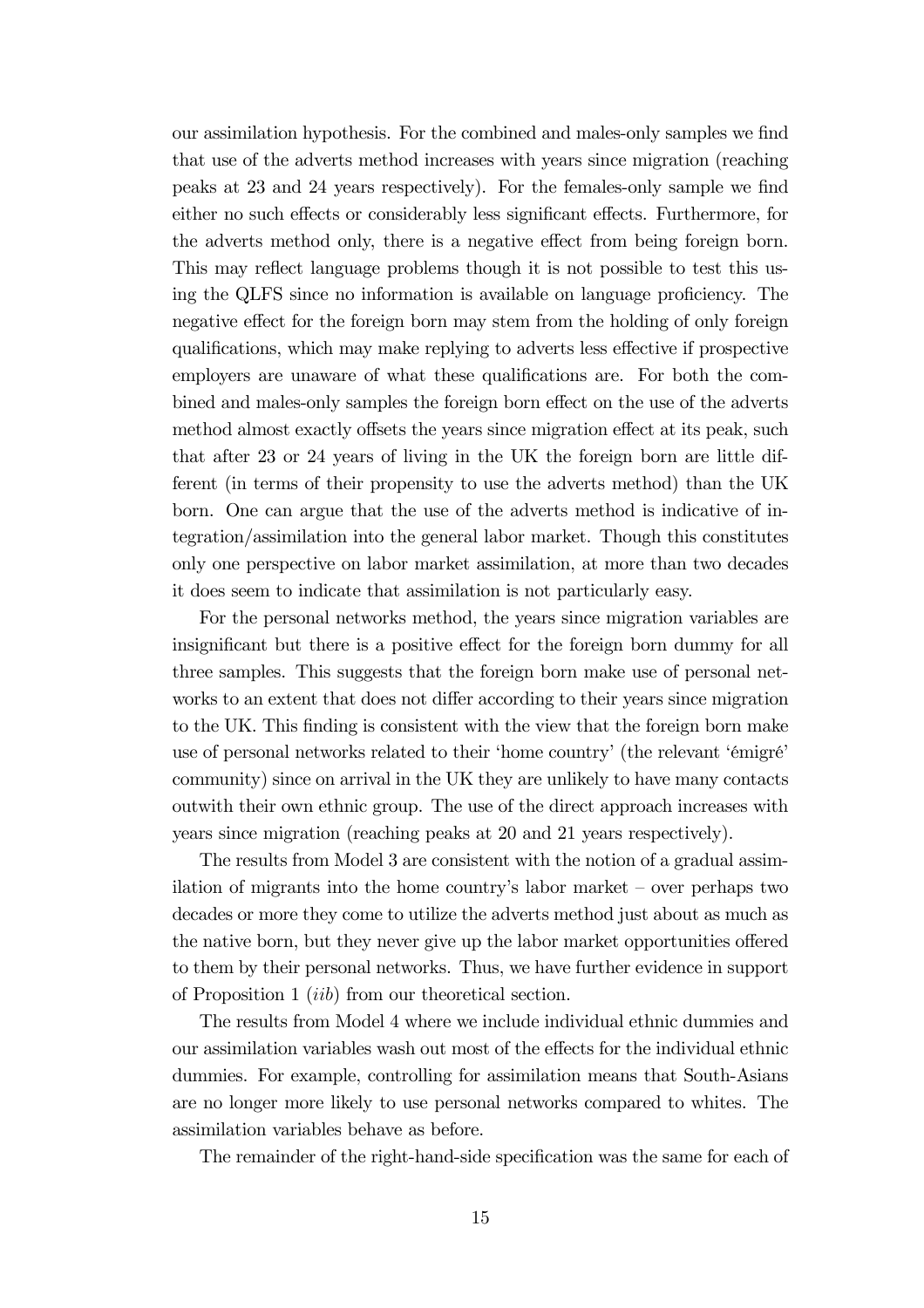our assimilation hypothesis. For the combined and males-only samples we find that use of the adverts method increases with years since migration (reaching peaks at 23 and 24 years respectively). For the females-only sample we find either no such effects or considerably less significant effects. Furthermore, for the adverts method only, there is a negative effect from being foreign born. This may reflect language problems though it is not possible to test this using the QLFS since no information is available on language proficiency. The negative effect for the foreign born may stem from the holding of only foreign qualifications, which may make replying to adverts less effective if prospective employers are unaware of what these qualifications are. For both the combined and males-only samples the foreign born effect on the use of the adverts method almost exactly offsets the years since migration effect at its peak, such that after 23 or 24 years of living in the UK the foreign born are little different (in terms of their propensity to use the adverts method) than the UK born. One can argue that the use of the adverts method is indicative of integration/assimilation into the general labor market. Though this constitutes only one perspective on labor market assimilation, at more than two decades it does seem to indicate that assimilation is not particularly easy.

For the personal networks method, the years since migration variables are insignificant but there is a positive effect for the foreign born dummy for all three samples. This suggests that the foreign born make use of personal networks to an extent that does not differ according to their years since migration to the UK. This finding is consistent with the view that the foreign born make use of personal networks related to their 'home country' (the relevant 'émigré' community) since on arrival in the UK they are unlikely to have many contacts outwith their own ethnic group. The use of the direct approach increases with years since migration (reaching peaks at 20 and 21 years respectively).

The results from Model 3 are consistent with the notion of a gradual assimilation of migrants into the home country's labor market – over perhaps two decades or more they come to utilize the adverts method just about as much as the native born, but they never give up the labor market opportunities offered to them by their personal networks. Thus, we have further evidence in support of Proposition 1 (*iib*) from our theoretical section.

The results from Model 4 where we include individual ethnic dummies and our assimilation variables wash out most of the effects for the individual ethnic dummies. For example, controlling for assimilation means that South-Asians are no longer more likely to use personal networks compared to whites. The assimilation variables behave as before.

The remainder of the right-hand-side specification was the same for each of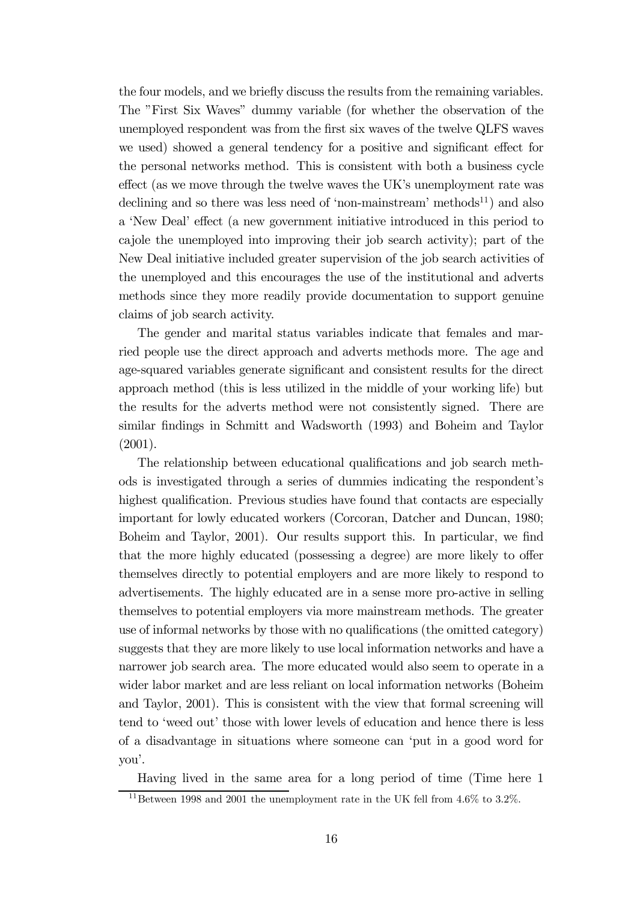the four models, and we briefly discuss the results from the remaining variables. The "First Six Waves" dummy variable (for whether the observation of the unemployed respondent was from the first six waves of the twelve QLFS waves we used) showed a general tendency for a positive and significant effect for the personal networks method. This is consistent with both a business cycle effect (as we move through the twelve waves the UK's unemployment rate was declining and so there was less need of 'non-mainstream' methods[11]) and also a 'New Deal' effect (a new government initiative introduced in this period to cajole the unemployed into improving their job search activity); part of the New Deal initiative included greater supervision of the job search activities of the unemployed and this encourages the use of the institutional and adverts methods since they more readily provide documentation to support genuine claims of job search activity.

The gender and marital status variables indicate that females and married people use the direct approach and adverts methods more. The age and age-squared variables generate significant and consistent results for the direct approach method (this is less utilized in the middle of your working life) but the results for the adverts method were not consistently signed. There are similar findings in Schmitt and Wadsworth (1993) and Boheim and Taylor (2001).

The relationship between educational qualifications and job search methods is investigated through a series of dummies indicating the respondent's highest qualification. Previous studies have found that contacts are especially important for lowly educated workers (Corcoran, Datcher and Duncan, 1980; Boheim and Taylor, 2001). Our results support this. In particular, we find that the more highly educated (possessing a degree) are more likely to offer themselves directly to potential employers and are more likely to respond to advertisements. The highly educated are in a sense more pro-active in selling themselves to potential employers via more mainstream methods. The greater use of informal networks by those with no qualifications (the omitted category) suggests that they are more likely to use local information networks and have a narrower job search area. The more educated would also seem to operate in a wider labor market and are less reliant on local information networks (Boheim and Taylor, 2001). This is consistent with the view that formal screening will tend to 'weed out' those with lower levels of education and hence there is less of a disadvantage in situations where someone can 'put in a good word for you'.

Having lived in the same area for a long period of time (Time here 1

[11] Between 1998 and 2001 the unemployment rate in the UK fell from 4.6% to 3.2%.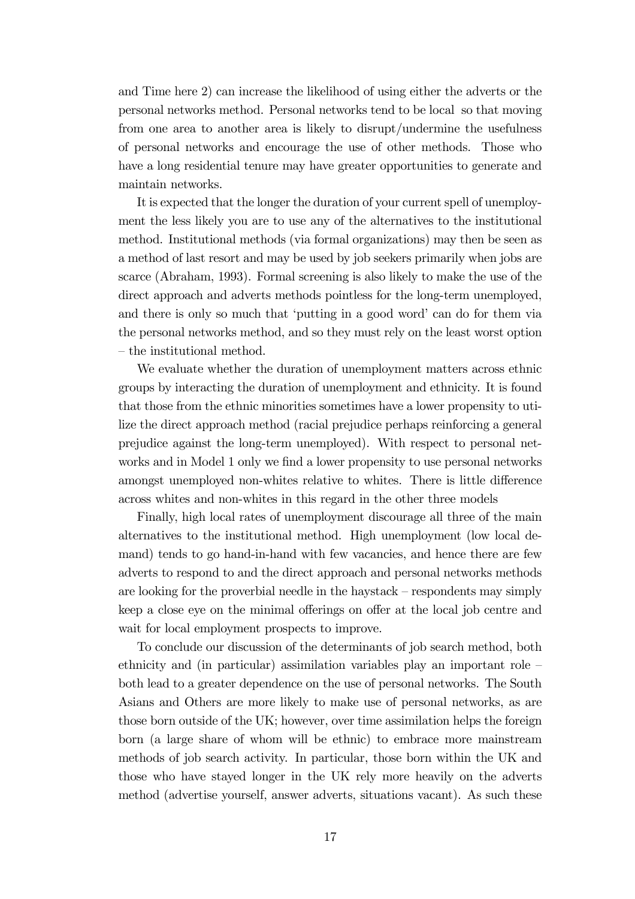and Time here 2) can increase the likelihood of using either the adverts or the personal networks method. Personal networks tend to be local so that moving from one area to another area is likely to disrupt/undermine the usefulness of personal networks and encourage the use of other methods. Those who have a long residential tenure may have greater opportunities to generate and maintain networks.

It is expected that the longer the duration of your current spell of unemployment the less likely you are to use any of the alternatives to the institutional method. Institutional methods (via formal organizations) may then be seen as a method of last resort and may be used by job seekers primarily when jobs are scarce (Abraham, 1993). Formal screening is also likely to make the use of the direct approach and adverts methods pointless for the long-term unemployed, and there is only so much that 'putting in a good word' can do for them via the personal networks method, and so they must rely on the least worst option – the institutional method.

We evaluate whether the duration of unemployment matters across ethnic groups by interacting the duration of unemployment and ethnicity. It is found that those from the ethnic minorities sometimes have a lower propensity to utilize the direct approach method (racial prejudice perhaps reinforcing a general prejudice against the long-term unemployed). With respect to personal networks and in Model 1 only we find a lower propensity to use personal networks amongst unemployed non-whites relative to whites. There is little difference across whites and non-whites in this regard in the other three models

Finally, high local rates of unemployment discourage all three of the main alternatives to the institutional method. High unemployment (low local demand) tends to go hand-in-hand with few vacancies, and hence there are few adverts to respond to and the direct approach and personal networks methods are looking for the proverbial needle in the haystack – respondents may simply keep a close eye on the minimal offerings on offer at the local job centre and wait for local employment prospects to improve.

To conclude our discussion of the determinants of job search method, both ethnicity and (in particular) assimilation variables play an important role – both lead to a greater dependence on the use of personal networks. The South Asians and Others are more likely to make use of personal networks, as are those born outside of the UK; however, over time assimilation helps the foreign born (a large share of whom will be ethnic) to embrace more mainstream methods of job search activity. In particular, those born within the UK and those who have stayed longer in the UK rely more heavily on the adverts method (advertise yourself, answer adverts, situations vacant). As such these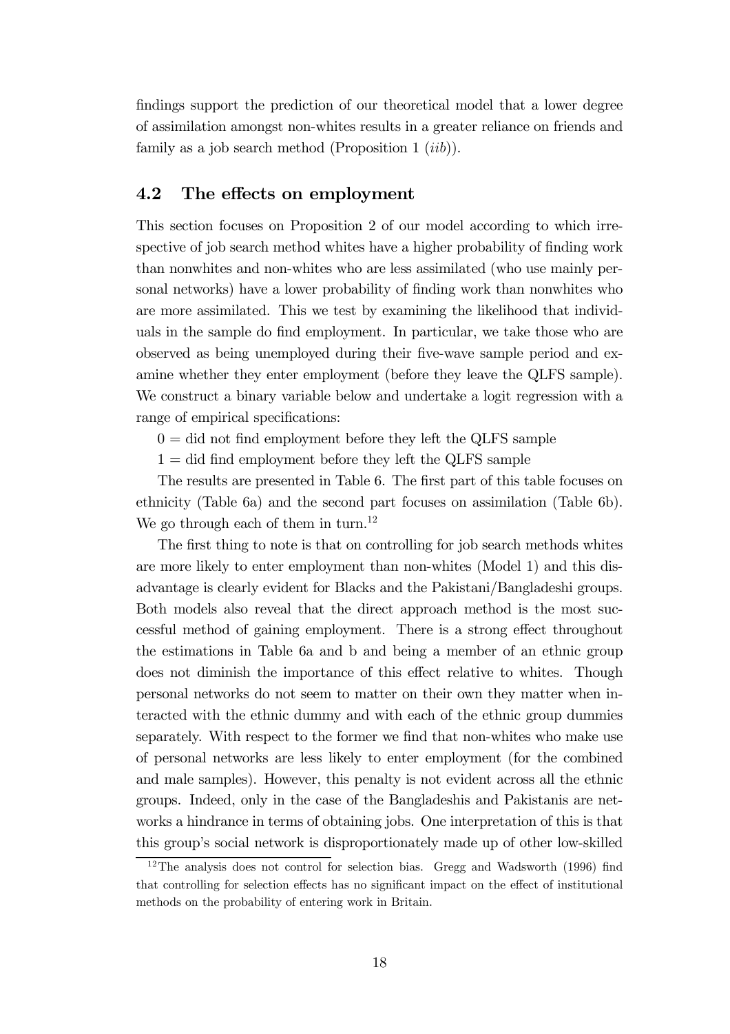findings support the prediction of our theoretical model that a lower degree of assimilation amongst non-whites results in a greater reliance on friends and family as a job search method (Proposition 1 (*iib*)).

## 4.2 The effects on employment

This section focuses on Proposition 2 of our model according to which irrespective of job search method whites have a higher probability of finding work than nonwhites and non-whites who are less assimilated (who use mainly personal networks) have a lower probability of finding work than nonwhites who are more assimilated. This we test by examining the likelihood that individuals in the sample do find employment. In particular, we take those who are observed as being unemployed during their five-wave sample period and examine whether they enter employment (before they leave the QLFS sample). We construct a binary variable below and undertake a logit regression with a range of empirical specifications:

0 = did not find employment before they left the QLFS sample

1 = did find employment before they left the QLFS sample

The results are presented in Table 6. The first part of this table focuses on ethnicity (Table 6a) and the second part focuses on assimilation (Table 6b). We go through each of them in turn.[12]

The first thing to note is that on controlling for job search methods whites are more likely to enter employment than non-whites (Model 1) and this disadvantage is clearly evident for Blacks and the Pakistani/Bangladeshi groups. Both models also reveal that the direct approach method is the most successful method of gaining employment. There is a strong effect throughout the estimations in Table 6a and b and being a member of an ethnic group does not diminish the importance of this effect relative to whites. Though personal networks do not seem to matter on their own they matter when interacted with the ethnic dummy and with each of the ethnic group dummies separately. With respect to the former we find that non-whites who make use of personal networks are less likely to enter employment (for the combined and male samples). However, this penalty is not evident across all the ethnic groups. Indeed, only in the case of the Bangladeshis and Pakistanis are networks a hindrance in terms of obtaining jobs. One interpretation of this is that this group's social network is disproportionately made up of other low-skilled

[12] The analysis does not control for selection bias. Gregg and Wadsworth (1996) find that controlling for selection effects has no significant impact on the effect of institutional methods on the probability of entering work in Britain.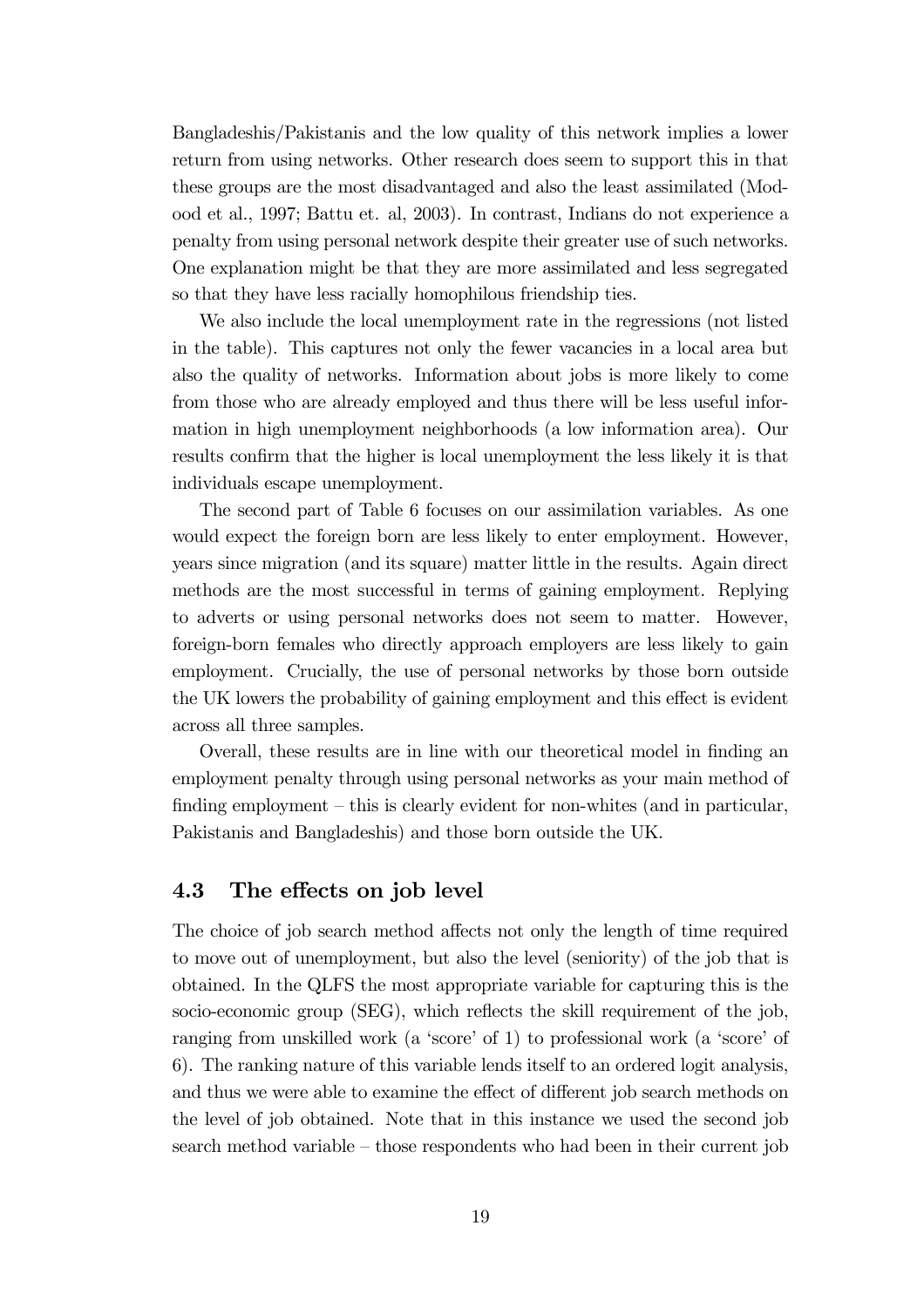Bangladeshis/Pakistanis and the low quality of this network implies a lower return from using networks. Other research does seem to support this in that these groups are the most disadvantaged and also the least assimilated (Modood et al., 1997; Battu et. al, 2003). In contrast, Indians do not experience a penalty from using personal network despite their greater use of such networks. One explanation might be that they are more assimilated and less segregated so that they have less racially homophilous friendship ties.

We also include the local unemployment rate in the regressions (not listed in the table). This captures not only the fewer vacancies in a local area but also the quality of networks. Information about jobs is more likely to come from those who are already employed and thus there will be less useful information in high unemployment neighborhoods (a low information area). Our results confirm that the higher is local unemployment the less likely it is that individuals escape unemployment.

The second part of Table 6 focuses on our assimilation variables. As one would expect the foreign born are less likely to enter employment. However, years since migration (and its square) matter little in the results. Again direct methods are the most successful in terms of gaining employment. Replying to adverts or using personal networks does not seem to matter. However, foreign-born females who directly approach employers are less likely to gain employment. Crucially, the use of personal networks by those born outside the UK lowers the probability of gaining employment and this effect is evident across all three samples.

Overall, these results are in line with our theoretical model in finding an employment penalty through using personal networks as your main method of finding employment – this is clearly evident for non-whites (and in particular, Pakistanis and Bangladeshis) and those born outside the UK.

## 4.3 The effects on job level

The choice of job search method affects not only the length of time required to move out of unemployment, but also the level (seniority) of the job that is obtained. In the QLFS the most appropriate variable for capturing this is the socio-economic group (SEG), which reflects the skill requirement of the job, ranging from unskilled work (a 'score' of 1) to professional work (a 'score' of 6). The ranking nature of this variable lends itself to an ordered logit analysis, and thus we were able to examine the effect of different job search methods on the level of job obtained. Note that in this instance we used the second job search method variable – those respondents who had been in their current job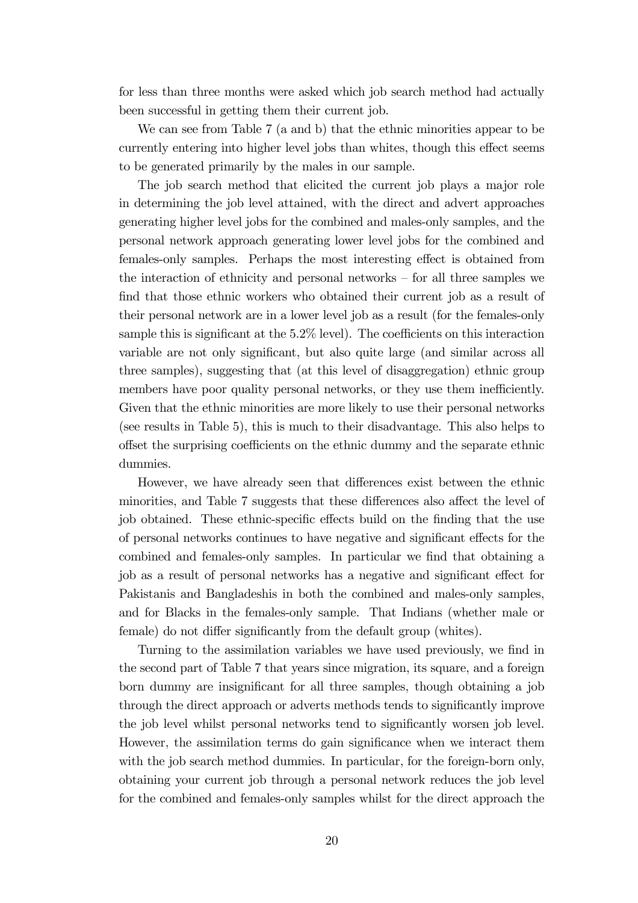for less than three months were asked which job search method had actually been successful in getting them their current job.

We can see from Table 7 (a and b) that the ethnic minorities appear to be currently entering into higher level jobs than whites, though this effect seems to be generated primarily by the males in our sample.

The job search method that elicited the current job plays a major role in determining the job level attained, with the direct and advert approaches generating higher level jobs for the combined and males-only samples, and the personal network approach generating lower level jobs for the combined and females-only samples. Perhaps the most interesting effect is obtained from the interaction of ethnicity and personal networks – for all three samples we find that those ethnic workers who obtained their current job as a result of their personal network are in a lower level job as a result (for the females-only sample this is significant at the 5.2% level). The coefficients on this interaction variable are not only significant, but also quite large (and similar across all three samples), suggesting that (at this level of disaggregation) ethnic group members have poor quality personal networks, or they use them inefficiently. Given that the ethnic minorities are more likely to use their personal networks (see results in Table 5), this is much to their disadvantage. This also helps to offset the surprising coefficients on the ethnic dummy and the separate ethnic dummies.

However, we have already seen that differences exist between the ethnic minorities, and Table 7 suggests that these differences also affect the level of job obtained. These ethnic-specific effects build on the finding that the use of personal networks continues to have negative and significant effects for the combined and females-only samples. In particular we find that obtaining a job as a result of personal networks has a negative and significant effect for Pakistanis and Bangladeshis in both the combined and males-only samples, and for Blacks in the females-only sample. That Indians (whether male or female) do not differ significantly from the default group (whites).

Turning to the assimilation variables we have used previously, we find in the second part of Table 7 that years since migration, its square, and a foreign born dummy are insignificant for all three samples, though obtaining a job through the direct approach or adverts methods tends to significantly improve the job level whilst personal networks tend to significantly worsen job level. However, the assimilation terms do gain significance when we interact them with the job search method dummies. In particular, for the foreign-born only, obtaining your current job through a personal network reduces the job level for the combined and females-only samples whilst for the direct approach the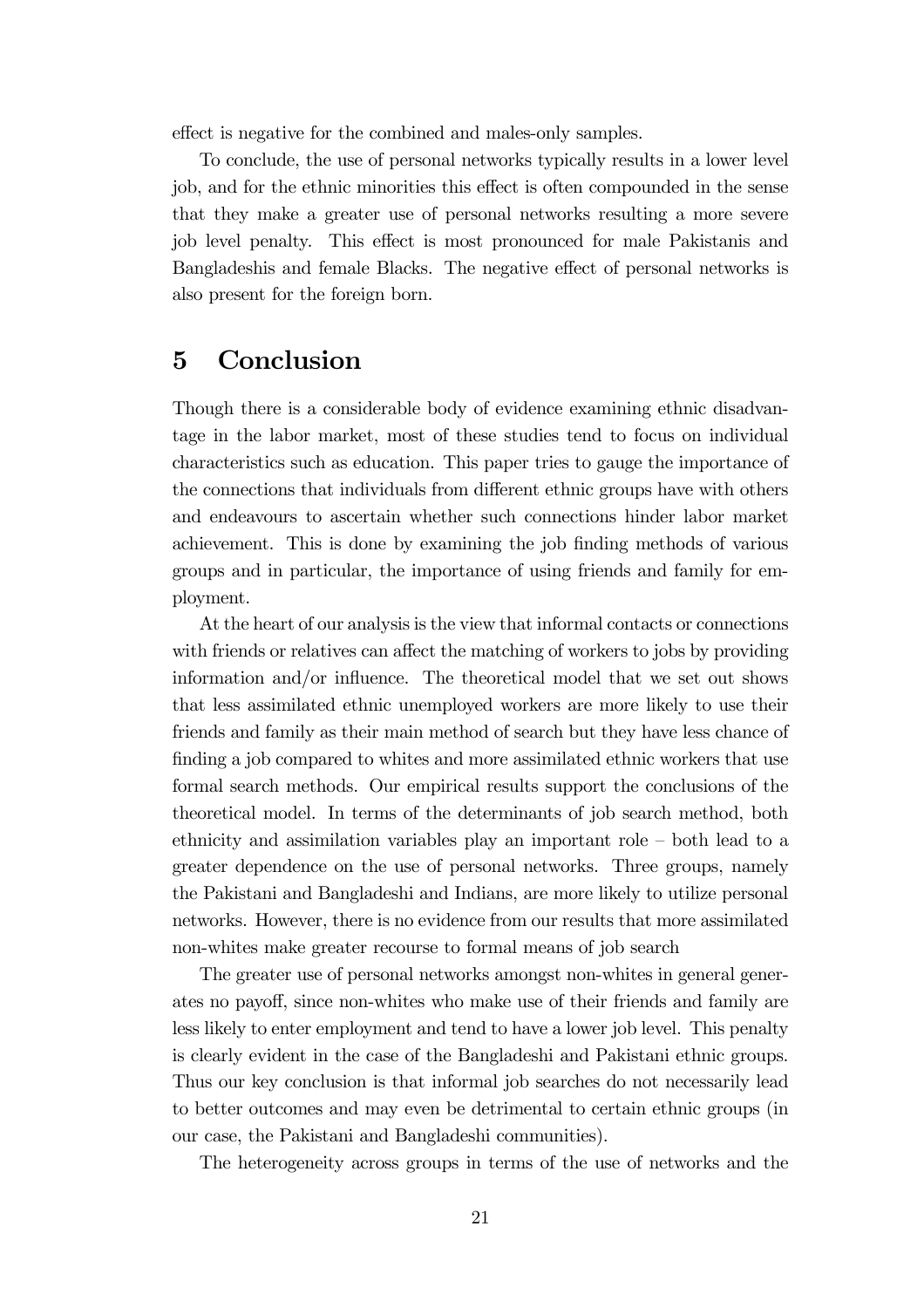effect is negative for the combined and males-only samples.

To conclude, the use of personal networks typically results in a lower level job, and for the ethnic minorities this effect is often compounded in the sense that they make a greater use of personal networks resulting a more severe job level penalty. This effect is most pronounced for male Pakistanis and Bangladeshis and female Blacks. The negative effect of personal networks is also present for the foreign born.

# 5 Conclusion

Though there is a considerable body of evidence examining ethnic disadvantage in the labor market, most of these studies tend to focus on individual characteristics such as education. This paper tries to gauge the importance of the connections that individuals from different ethnic groups have with others and endeavours to ascertain whether such connections hinder labor market achievement. This is done by examining the job finding methods of various groups and in particular, the importance of using friends and family for employment.

At the heart of our analysis is the view that informal contacts or connections with friends or relatives can affect the matching of workers to jobs by providing information and/or influence. The theoretical model that we set out shows that less assimilated ethnic unemployed workers are more likely to use their friends and family as their main method of search but they have less chance of finding a job compared to whites and more assimilated ethnic workers that use formal search methods. Our empirical results support the conclusions of the theoretical model. In terms of the determinants of job search method, both ethnicity and assimilation variables play an important role – both lead to a greater dependence on the use of personal networks. Three groups, namely the Pakistani and Bangladeshi and Indians, are more likely to utilize personal networks. However, there is no evidence from our results that more assimilated non-whites make greater recourse to formal means of job search

The greater use of personal networks amongst non-whites in general generates no payoff, since non-whites who make use of their friends and family are less likely to enter employment and tend to have a lower job level. This penalty is clearly evident in the case of the Bangladeshi and Pakistani ethnic groups. Thus our key conclusion is that informal job searches do not necessarily lead to better outcomes and may even be detrimental to certain ethnic groups (in our case, the Pakistani and Bangladeshi communities).

The heterogeneity across groups in terms of the use of networks and the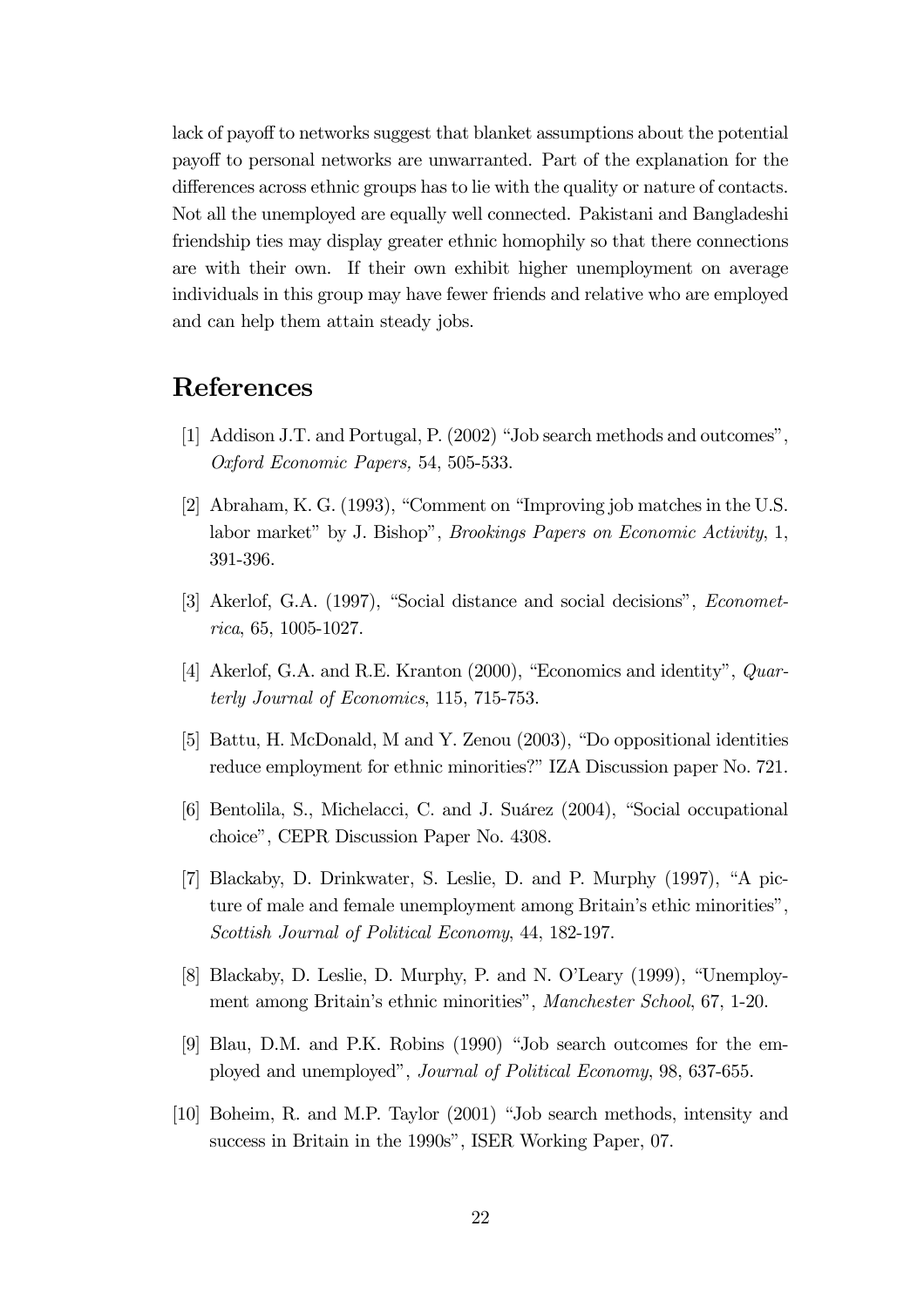lack of payoff to networks suggest that blanket assumptions about the potential payoff to personal networks are unwarranted. Part of the explanation for the differences across ethnic groups has to lie with the quality or nature of contacts. Not all the unemployed are equally well connected. Pakistani and Bangladeshi friendship ties may display greater ethnic homophily so that there connections are with their own. If their own exhibit higher unemployment on average individuals in this group may have fewer friends and relative who are employed and can help them attain steady jobs.

# References

[1] Addison J.T. and Portugal, P. (2002) "Job search methods and outcomes", *Oxford Economic Papers,* 54, 505-533.

[2] Abraham, K. G. (1993), "Comment on "Improving job matches in the U.S. labor market" by J. Bishop", *Brookings Papers on Economic Activity*, 1, 391-396.

[3] Akerlof, G.A. (1997), "Social distance and social decisions", *Econometrica*, 65, 1005-1027.

[4] Akerlof, G.A. and R.E. Kranton (2000), "Economics and identity", *Quarterly Journal of Economics*, 115, 715-753.

[5] Battu, H. McDonald, M and Y. Zenou (2003), "Do oppositional identities reduce employment for ethnic minorities?" IZA Discussion paper No. 721.

[6] Bentolila, S., Michelacci, C. and J. Suárez (2004), "Social occupational choice", CEPR Discussion Paper No. 4308.

[7] Blackaby, D. Drinkwater, S. Leslie, D. and P. Murphy (1997), "A picture of male and female unemployment among Britain's ethic minorities", *Scottish Journal of Political Economy*, 44, 182-197.

[8] Blackaby, D. Leslie, D. Murphy, P. and N. O'Leary (1999), "Unemployment among Britain's ethnic minorities", *Manchester School*, 67, 1-20.

[9] Blau, D.M. and P.K. Robins (1990) "Job search outcomes for the employed and unemployed", *Journal of Political Economy*, 98, 637-655.

[10] Boheim, R. and M.P. Taylor (2001) "Job search methods, intensity and success in Britain in the 1990s", ISER Working Paper, 07.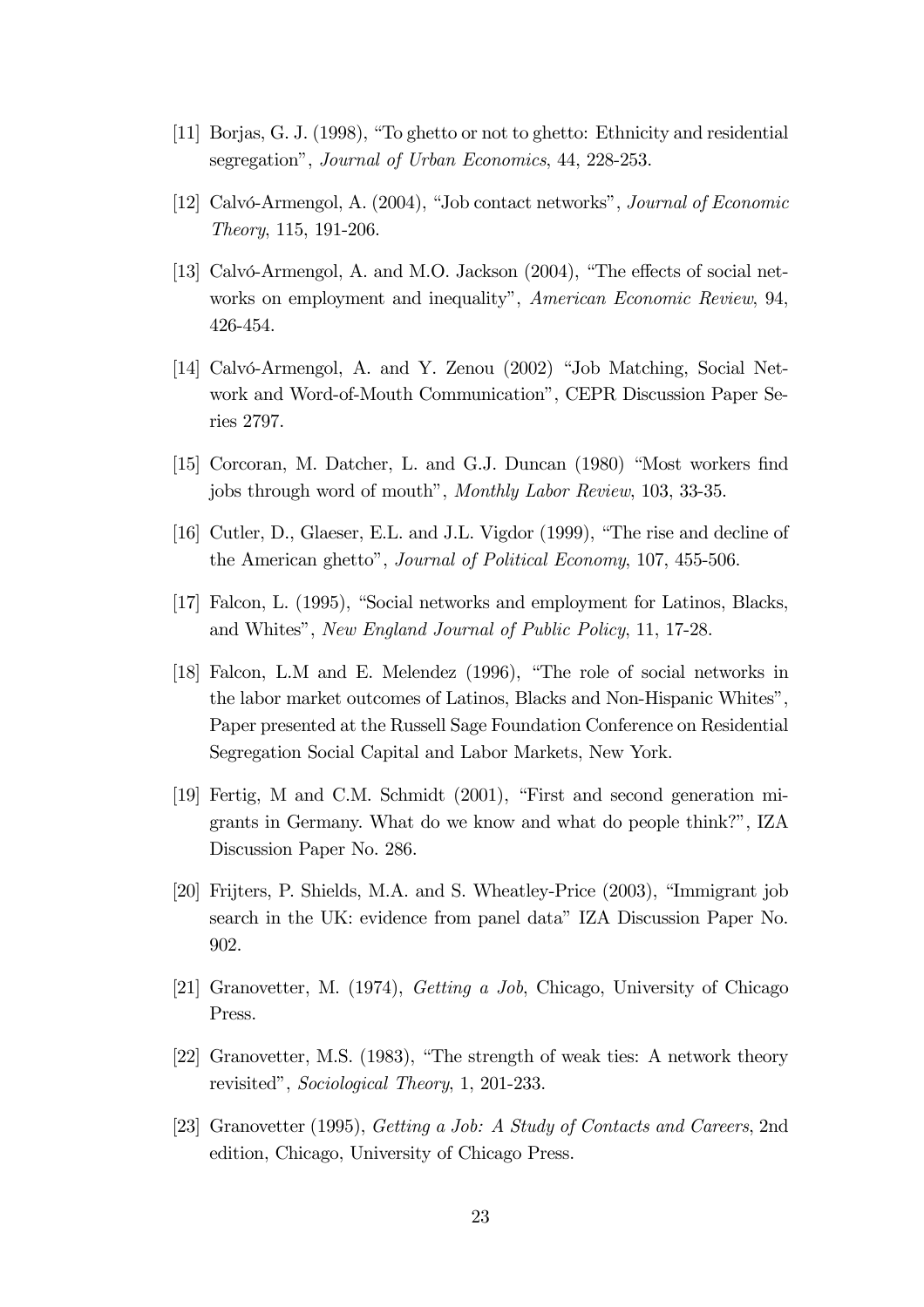[11] Borjas, G. J. (1998), "To ghetto or not to ghetto: Ethnicity and residential segregation", *Journal of Urban Economics*, 44, 228-253.

[12] Calvó-Armengol, A. (2004), "Job contact networks", *Journal of Economic Theory*, 115, 191-206.

[13] Calvó-Armengol, A. and M.O. Jackson (2004), "The effects of social networks on employment and inequality", *American Economic Review*, 94, 426-454.

[14] Calvó-Armengol, A. and Y. Zenou (2002) "Job Matching, Social Network and Word-of-Mouth Communication", CEPR Discussion Paper Series 2797.

[15] Corcoran, M. Datcher, L. and G.J. Duncan (1980) "Most workers find jobs through word of mouth", *Monthly Labor Review*, 103, 33-35.

[16] Cutler, D., Glaeser, E.L. and J.L. Vigdor (1999), "The rise and decline of the American ghetto", *Journal of Political Economy*, 107, 455-506.

[17] Falcon, L. (1995), "Social networks and employment for Latinos, Blacks, and Whites", *New England Journal of Public Policy*, 11, 17-28.

[18] Falcon, L.M and E. Melendez (1996), "The role of social networks in the labor market outcomes of Latinos, Blacks and Non-Hispanic Whites", Paper presented at the Russell Sage Foundation Conference on Residential Segregation Social Capital and Labor Markets, New York.

[19] Fertig, M and C.M. Schmidt (2001), "First and second generation migrants in Germany. What do we know and what do people think?", IZA Discussion Paper No. 286.

[20] Frijters, P. Shields, M.A. and S. Wheatley-Price (2003), "Immigrant job search in the UK: evidence from panel data" IZA Discussion Paper No. 902.

[21] Granovetter, M. (1974), *Getting a Job*, Chicago, University of Chicago Press.

[22] Granovetter, M.S. (1983), "The strength of weak ties: A network theory revisited", *Sociological Theory*, 1, 201-233.

[23] Granovetter (1995), *Getting a Job: A Study of Contacts and Careers*, 2nd edition, Chicago, University of Chicago Press.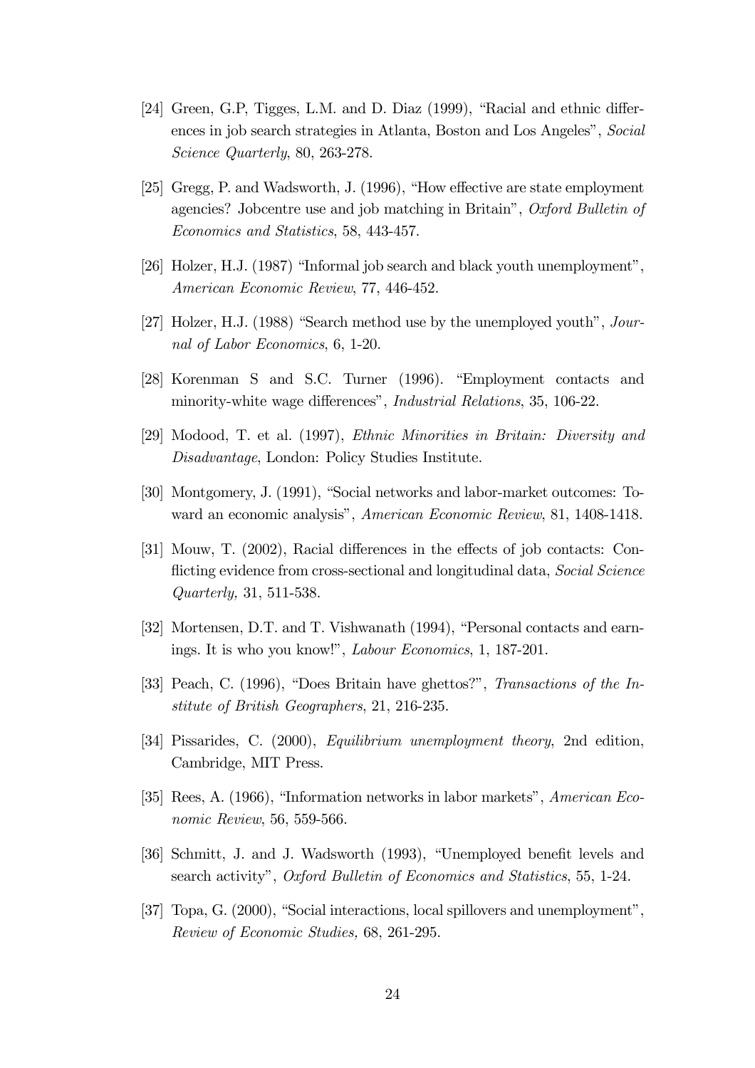[24] Green, G.P, Tigges, L.M. and D. Diaz (1999), "Racial and ethnic differences in job search strategies in Atlanta, Boston and Los Angeles", *Social Science Quarterly*, 80, 263-278.

[25] Gregg, P. and Wadsworth, J. (1996), "How effective are state employment agencies? Jobcentre use and job matching in Britain", *Oxford Bulletin of Economics and Statistics*, 58, 443-457.

[26] Holzer, H.J. (1987) "Informal job search and black youth unemployment", *American Economic Review*, 77, 446-452.

[27] Holzer, H.J. (1988) "Search method use by the unemployed youth", *Journal of Labor Economics*, 6, 1-20.

[28] Korenman S and S.C. Turner (1996). "Employment contacts and minority-white wage differences", *Industrial Relations*, 35, 106-22.

[29] Modood, T. et al. (1997), *Ethnic Minorities in Britain: Diversity and Disadvantage*, London: Policy Studies Institute.

[30] Montgomery, J. (1991), "Social networks and labor-market outcomes: Toward an economic analysis", *American Economic Review*, 81, 1408-1418.

[31] Mouw, T. (2002), Racial differences in the effects of job contacts: Conflicting evidence from cross-sectional and longitudinal data, *Social Science Quarterly,* 31, 511-538.

[32] Mortensen, D.T. and T. Vishwanath (1994), "Personal contacts and earnings. It is who you know!", *Labour Economics*, 1, 187-201.

[33] Peach, C. (1996), "Does Britain have ghettos?", *Transactions of the Institute of British Geographers*, 21, 216-235.

[34] Pissarides, C. (2000), *Equilibrium unemployment theory*, 2nd edition, Cambridge, MIT Press.

[35] Rees, A. (1966), "Information networks in labor markets", *American Economic Review*, 56, 559-566.

[36] Schmitt, J. and J. Wadsworth (1993), "Unemployed benefit levels and search activity", *Oxford Bulletin of Economics and Statistics*, 55, 1-24.

[37] Topa, G. (2000), "Social interactions, local spillovers and unemployment", *Review of Economic Studies,* 68, 261-295.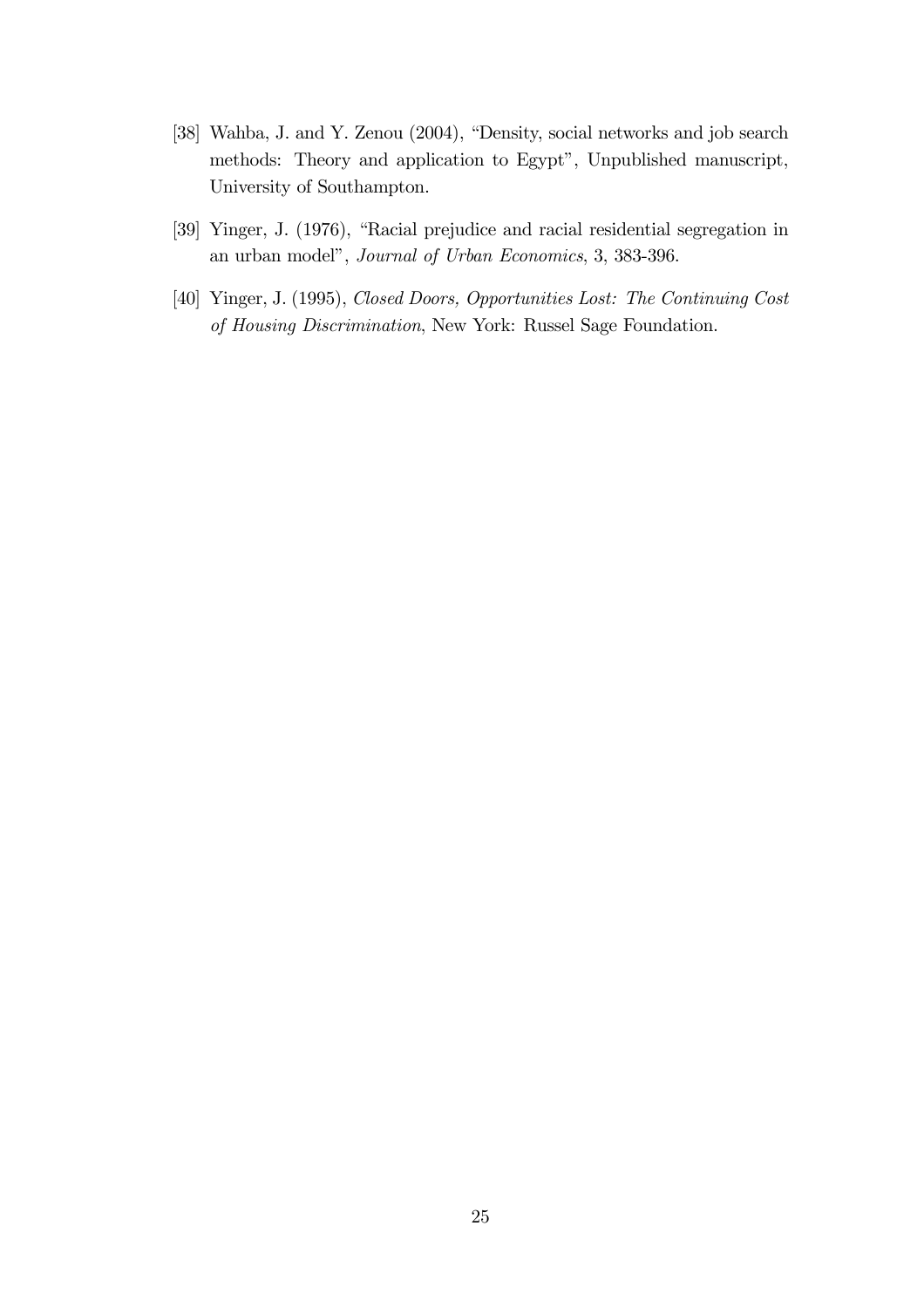[38] Wahba, J. and Y. Zenou (2004), "Density, social networks and job search methods: Theory and application to Egypt", Unpublished manuscript, University of Southampton.

[39] Yinger, J. (1976), "Racial prejudice and racial residential segregation in an urban model", *Journal of Urban Economics*, 3, 383-396.

[40] Yinger, J. (1995), *Closed Doors, Opportunities Lost: The Continuing Cost of Housing Discrimination*, New York: Russel Sage Foundation.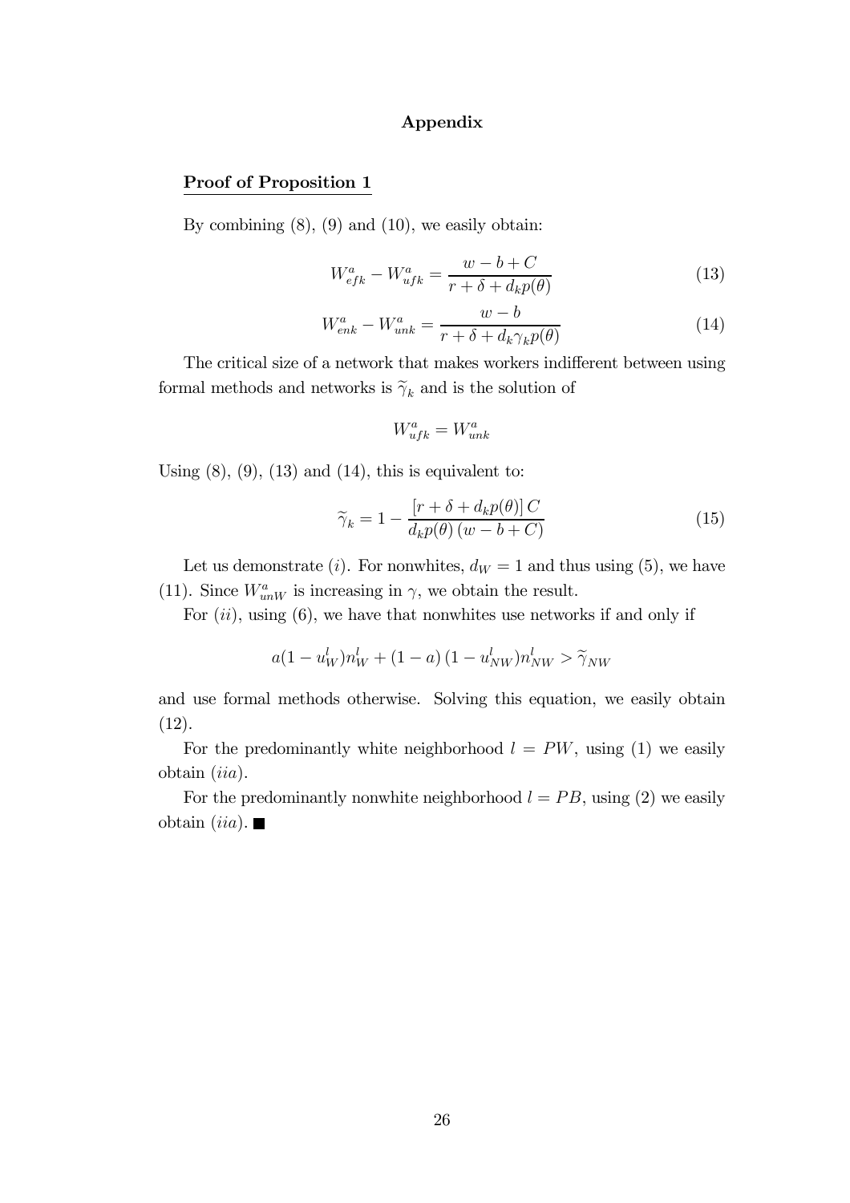# Appendix

## Proof of Proposition 1

By combining (8), (9) and (10), we easily obtain:

$$W^a_{efk} - W^a_{ufk} = \frac{w - b + C}{r + \delta + d_k p(\theta)} \tag{13}$$

$$W^a_{enk} - W^a_{unk} = \frac{w - b}{r + \delta + d_k \gamma_k p(\theta)} \tag{14}$$

The critical size of a network that makes workers indifferent between using formal methods and networks is $\widetilde{\gamma}_k$ and is the solution of

$$W^a_{ufk} = W^a_{unk}$$

Using (8), (9), (13) and (14), this is equivalent to:

$$\widetilde{\gamma}_k = 1 - \frac{\left[r + \delta + d_k p(\theta)\right] C}{d_k p(\theta)\left(w - b + C\right)} \tag{15}$$

Let us demonstrate $(i)$. For nonwhites, $d_W = 1$ and thus using (5), we have (11). Since $W^a_{unW}$ is increasing in $\gamma$, we obtain the result.

For $(ii)$, using (6), we have that nonwhites use networks if and only if

$$a(1 - u^l_W)n^l_W + (1 - a)\left(1 - u^l_{NW}\right)n^l_{NW} > \widetilde{\gamma}_{NW}$$

and use formal methods otherwise. Solving this equation, we easily obtain (12).

For the predominantly white neighborhood $l = PW$, using (1) we easily obtain $(iia)$.

For the predominantly nonwhite neighborhood $l = PB$, using (2) we easily obtain $(iia)$. ■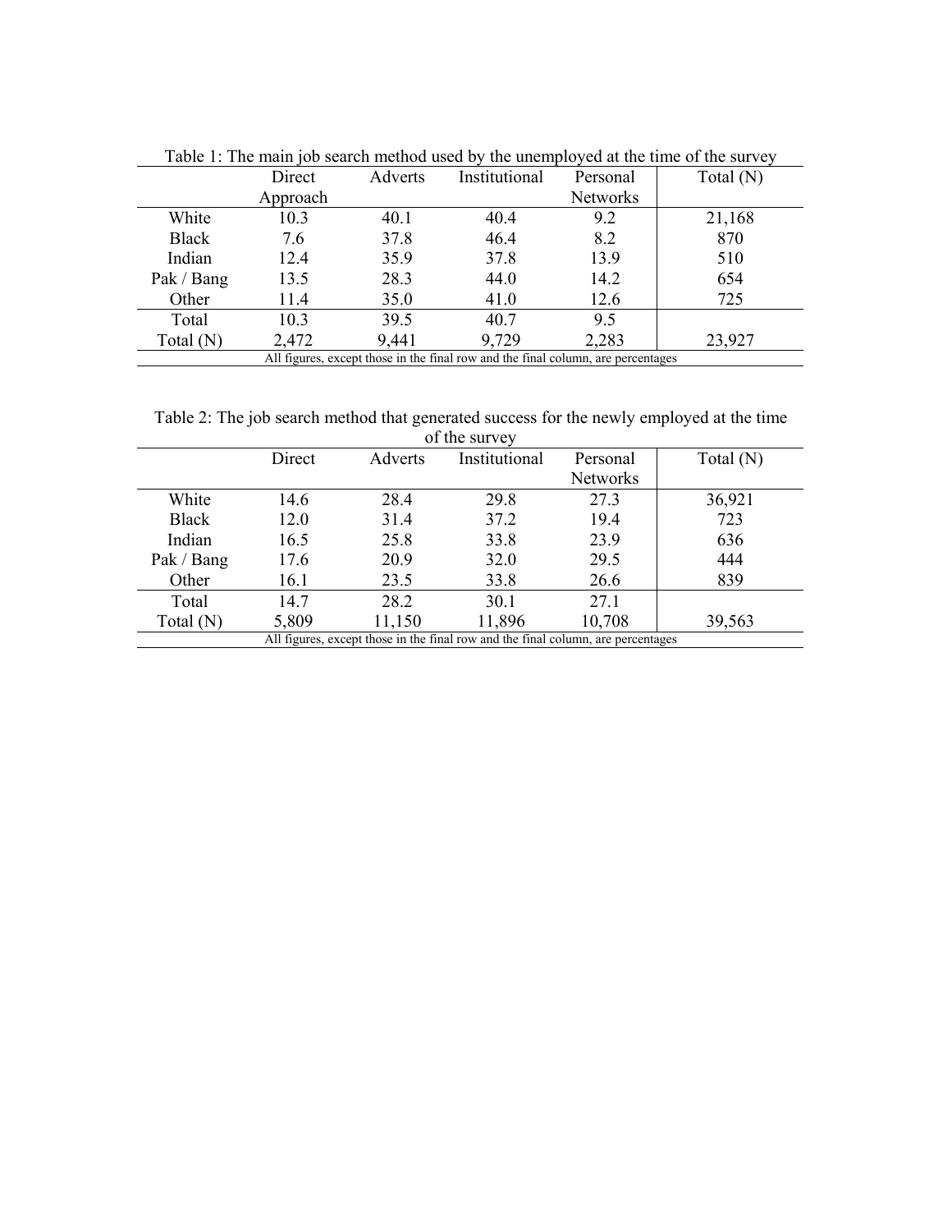Table 1: The main job search method used by the unemployed at the time of the survey

| | Direct Approach | Adverts | Institutional | Personal Networks | Total (N) |
|---|---|---|---|---|---|
| White | 10.3 | 40.1 | 40.4 | 9.2 | 21,168 |
| Black | 7.6 | 37.8 | 46.4 | 8.2 | 870 |
| Indian | 12.4 | 35.9 | 37.8 | 13.9 | 510 |
| Pak / Bang | 13.5 | 28.3 | 44.0 | 14.2 | 654 |
| Other | 11.4 | 35.0 | 41.0 | 12.6 | 725 |
| Total | 10.3 | 39.5 | 40.7 | 9.5 | |
| Total (N) | 2,472 | 9,441 | 9,729 | 2,283 | 23,927 |

All figures, except those in the final row and the final column, are percentages

Table 2: The job search method that generated success for the newly employed at the time of the survey

| | Direct | Adverts | Institutional | Personal Networks | Total (N) |
|---|---|---|---|---|---|
| White | 14.6 | 28.4 | 29.8 | 27.3 | 36,921 |
| Black | 12.0 | 31.4 | 37.2 | 19.4 | 723 |
| Indian | 16.5 | 25.8 | 33.8 | 23.9 | 636 |
| Pak / Bang | 17.6 | 20.9 | 32.0 | 29.5 | 444 |
| Other | 16.1 | 23.5 | 33.8 | 26.6 | 839 |
| Total | 14.7 | 28.2 | 30.1 | 27.1 | |
| Total (N) | 5,809 | 11,150 | 11,896 | 10,708 | 39,563 |

All figures, except those in the final row and the final column, are percentages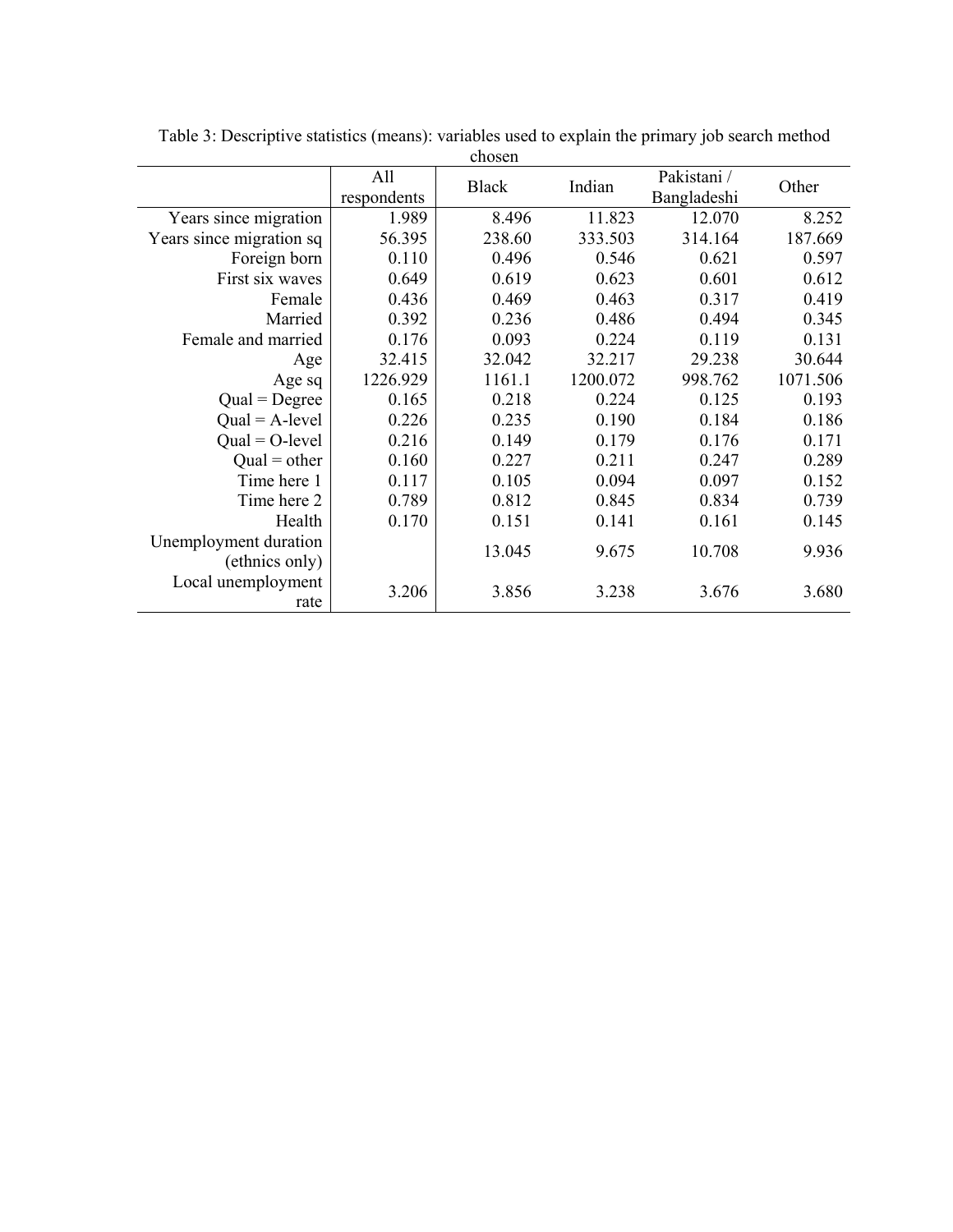Table 3: Descriptive statistics (means): variables used to explain the primary job search method chosen

| | All respondents | Black | Indian | Pakistani / Bangladeshi | Other |
|---|---|---|---|---|---|
| Years since migration | 1.989 | 8.496 | 11.823 | 12.070 | 8.252 |
| Years since migration sq | 56.395 | 238.60 | 333.503 | 314.164 | 187.669 |
| Foreign born | 0.110 | 0.496 | 0.546 | 0.621 | 0.597 |
| First six waves | 0.649 | 0.619 | 0.623 | 0.601 | 0.612 |
| Female | 0.436 | 0.469 | 0.463 | 0.317 | 0.419 |
| Married | 0.392 | 0.236 | 0.486 | 0.494 | 0.345 |
| Female and married | 0.176 | 0.093 | 0.224 | 0.119 | 0.131 |
| Age | 32.415 | 32.042 | 32.217 | 29.238 | 30.644 |
| Age sq | 1226.929 | 1161.1 | 1200.072 | 998.762 | 1071.506 |
| Qual = Degree | 0.165 | 0.218 | 0.224 | 0.125 | 0.193 |
| Qual = A-level | 0.226 | 0.235 | 0.190 | 0.184 | 0.186 |
| Qual = O-level | 0.216 | 0.149 | 0.179 | 0.176 | 0.171 |
| Qual = other | 0.160 | 0.227 | 0.211 | 0.247 | 0.289 |
| Time here 1 | 0.117 | 0.105 | 0.094 | 0.097 | 0.152 |
| Time here 2 | 0.789 | 0.812 | 0.845 | 0.834 | 0.739 |
| Health | 0.170 | 0.151 | 0.141 | 0.161 | 0.145 |
| Unemployment duration (ethnics only) | | 13.045 | 9.675 | 10.708 | 9.936 |
| Local unemployment rate | 3.206 | 3.856 | 3.238 | 3.676 | 3.680 |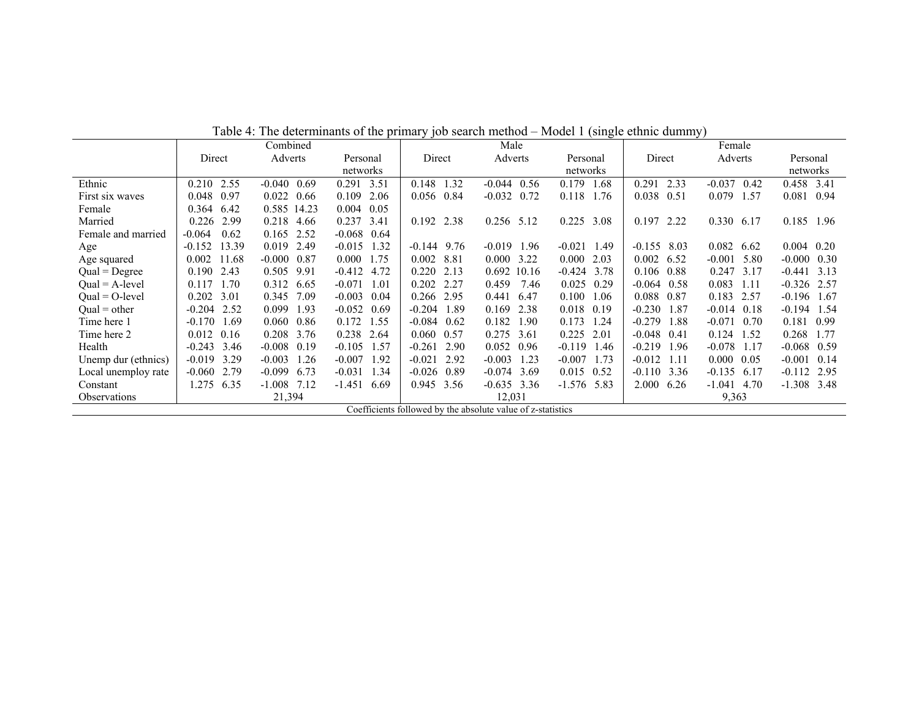Table 4: The determinants of the primary job search method – Model 1 (single ethnic dummy)

| | Combined | | | Male | | | Female | | |
|---|---|---|---|---|---|---|---|---|---|
| | Direct | Adverts | Personal networks | Direct | Adverts | Personal networks | Direct | Adverts | Personal networks |
| Ethnic | 0.210 2.55 | -0.040 0.69 | 0.291 3.51 | 0.148 1.32 | -0.044 0.56 | 0.179 1.68 | 0.291 2.33 | -0.037 0.42 | 0.458 3.41 |
| First six waves | 0.048 0.97 | 0.022 0.66 | 0.109 2.06 | 0.056 0.84 | -0.032 0.72 | 0.118 1.76 | 0.038 0.51 | 0.079 1.57 | 0.081 0.94 |
| Female | 0.364 6.42 | 0.585 14.23 | 0.004 0.05 | | | | | | |
| Married | 0.226 2.99 | 0.218 4.66 | 0.237 3.41 | 0.192 2.38 | 0.256 5.12 | 0.225 3.08 | 0.197 2.22 | 0.330 6.17 | 0.185 1.96 |
| Female and married | -0.064 0.62 | 0.165 2.52 | -0.068 0.64 | | | | | | |
| Age | -0.152 13.39 | 0.019 2.49 | -0.015 1.32 | -0.144 9.76 | -0.019 1.96 | -0.021 1.49 | -0.155 8.03 | 0.082 6.62 | 0.004 0.20 |
| Age squared | 0.002 11.68 | -0.000 0.87 | 0.000 1.75 | 0.002 8.81 | 0.000 3.22 | 0.000 2.03 | 0.002 6.52 | -0.001 5.80 | -0.000 0.30 |
| Qual = Degree | 0.190 2.43 | 0.505 9.91 | -0.412 4.72 | 0.220 2.13 | 0.692 10.16 | -0.424 3.78 | 0.106 0.88 | 0.247 3.17 | -0.441 3.13 |
| Qual = A-level | 0.117 1.70 | 0.312 6.65 | -0.071 1.01 | 0.202 2.27 | 0.459 7.46 | 0.025 0.29 | -0.064 0.58 | 0.083 1.11 | -0.326 2.57 |
| Qual = O-level | 0.202 3.01 | 0.345 7.09 | -0.003 0.04 | 0.266 2.95 | 0.441 6.47 | 0.100 1.06 | 0.088 0.87 | 0.183 2.57 | -0.196 1.67 |
| Qual = other | -0.204 2.52 | 0.099 1.93 | -0.052 0.69 | -0.204 1.89 | 0.169 2.38 | 0.018 0.19 | -0.230 1.87 | -0.014 0.18 | -0.194 1.54 |
| Time here 1 | -0.170 1.69 | 0.060 0.86 | 0.172 1.55 | -0.084 0.62 | 0.182 1.90 | 0.173 1.24 | -0.279 1.88 | -0.071 0.70 | 0.181 0.99 |
| Time here 2 | 0.012 0.16 | 0.208 3.76 | 0.238 2.64 | 0.060 0.57 | 0.275 3.61 | 0.225 2.01 | -0.048 0.41 | 0.124 1.52 | 0.268 1.77 |
| Health | -0.243 3.46 | -0.008 0.19 | -0.105 1.57 | -0.261 2.90 | 0.052 0.96 | -0.119 1.46 | -0.219 1.96 | -0.078 1.17 | -0.068 0.59 |
| Unemp dur (ethnics) | -0.019 3.29 | -0.003 1.26 | -0.007 1.92 | -0.021 2.92 | -0.003 1.23 | -0.007 1.73 | -0.012 1.11 | 0.000 0.05 | -0.001 0.14 |
| Local unemploy rate | -0.060 2.79 | -0.099 6.73 | -0.031 1.34 | -0.026 0.89 | -0.074 3.69 | 0.015 0.52 | -0.110 3.36 | -0.135 6.17 | -0.112 2.95 |
| Constant | 1.275 6.35 | -1.008 7.12 | -1.451 6.69 | 0.945 3.56 | -0.635 3.36 | -1.576 5.83 | 2.000 6.26 | -1.041 4.70 | -1.308 3.48 |
| Observations | | 21,394 | | | 12,031 | | | 9,363 | |

Coefficients followed by the absolute value of z-statistics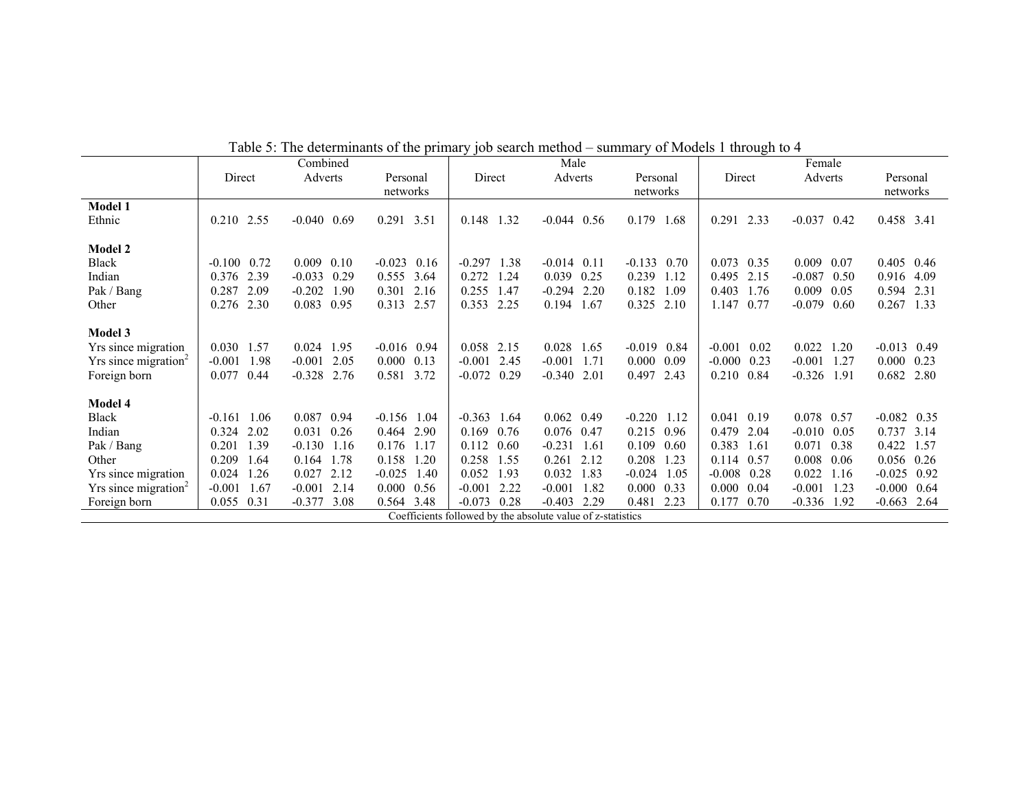Table 5: The determinants of the primary job search method – summary of Models 1 through to 4

| | Combined | | | Male | | | Female | | |
|---|---|---|---|---|---|---|---|---|---|
| | Direct | Adverts | Personal networks | Direct | Adverts | Personal networks | Direct | Adverts | Personal networks |
| **Model 1** | | | | | | | | | |
| Ethnic | 0.210 2.55 | -0.040 0.69 | 0.291 3.51 | 0.148 1.32 | -0.044 0.56 | 0.179 1.68 | 0.291 2.33 | -0.037 0.42 | 0.458 3.41 |
| **Model 2** | | | | | | | | | |
| Black | -0.100 0.72 | 0.009 0.10 | -0.023 0.16 | -0.297 1.38 | -0.014 0.11 | -0.133 0.70 | 0.073 0.35 | 0.009 0.07 | 0.405 0.46 |
| Indian | 0.376 2.39 | -0.033 0.29 | 0.555 3.64 | 0.272 1.24 | 0.039 0.25 | 0.239 1.12 | 0.495 2.15 | -0.087 0.50 | 0.916 4.09 |
| Pak / Bang | 0.287 2.09 | -0.202 1.90 | 0.301 2.16 | 0.255 1.47 | -0.294 2.20 | 0.182 1.09 | 0.403 1.76 | 0.009 0.05 | 0.594 2.31 |
| Other | 0.276 2.30 | 0.083 0.95 | 0.313 2.57 | 0.353 2.25 | 0.194 1.67 | 0.325 2.10 | 1.147 0.77 | -0.079 0.60 | 0.267 1.33 |
| **Model 3** | | | | | | | | | |
| Yrs since migration | 0.030 1.57 | 0.024 1.95 | -0.016 0.94 | 0.058 2.15 | 0.028 1.65 | -0.019 0.84 | -0.001 0.02 | 0.022 1.20 | -0.013 0.49 |
| Yrs since migration$^2$ | -0.001 1.98 | -0.001 2.05 | 0.000 0.13 | -0.001 2.45 | -0.001 1.71 | 0.000 0.09 | -0.000 0.23 | -0.001 1.27 | 0.000 0.23 |
| Foreign born | 0.077 0.44 | -0.328 2.76 | 0.581 3.72 | -0.072 0.29 | -0.340 2.01 | 0.497 2.43 | 0.210 0.84 | -0.326 1.91 | 0.682 2.80 |
| **Model 4** | | | | | | | | | |
| Black | -0.161 1.06 | 0.087 0.94 | -0.156 1.04 | -0.363 1.64 | 0.062 0.49 | -0.220 1.12 | 0.041 0.19 | 0.078 0.57 | -0.082 0.35 |
| Indian | 0.324 2.02 | 0.031 0.26 | 0.464 2.90 | 0.169 0.76 | 0.076 0.47 | 0.215 0.96 | 0.479 2.04 | -0.010 0.05 | 0.737 3.14 |
| Pak / Bang | 0.201 1.39 | -0.130 1.16 | 0.176 1.17 | 0.112 0.60 | -0.231 1.61 | 0.109 0.60 | 0.383 1.61 | 0.071 0.38 | 0.422 1.57 |
| Other | 0.209 1.64 | 0.164 1.78 | 0.158 1.20 | 0.258 1.55 | 0.261 2.12 | 0.208 1.23 | 0.114 0.57 | 0.008 0.06 | 0.056 0.26 |
| Yrs since migration | 0.024 1.26 | 0.027 2.12 | -0.025 1.40 | 0.052 1.93 | 0.032 1.83 | -0.024 1.05 | -0.008 0.28 | 0.022 1.16 | -0.025 0.92 |
| Yrs since migration$^2$ | -0.001 1.67 | -0.001 2.14 | 0.000 0.56 | -0.001 2.22 | -0.001 1.82 | 0.000 0.33 | 0.000 0.04 | -0.001 1.23 | -0.000 0.64 |
| Foreign born | 0.055 0.31 | -0.377 3.08 | 0.564 3.48 | -0.073 0.28 | -0.403 2.29 | 0.481 2.23 | 0.177 0.70 | -0.336 1.92 | -0.663 2.64 |

Coefficients followed by the absolute value of z-statistics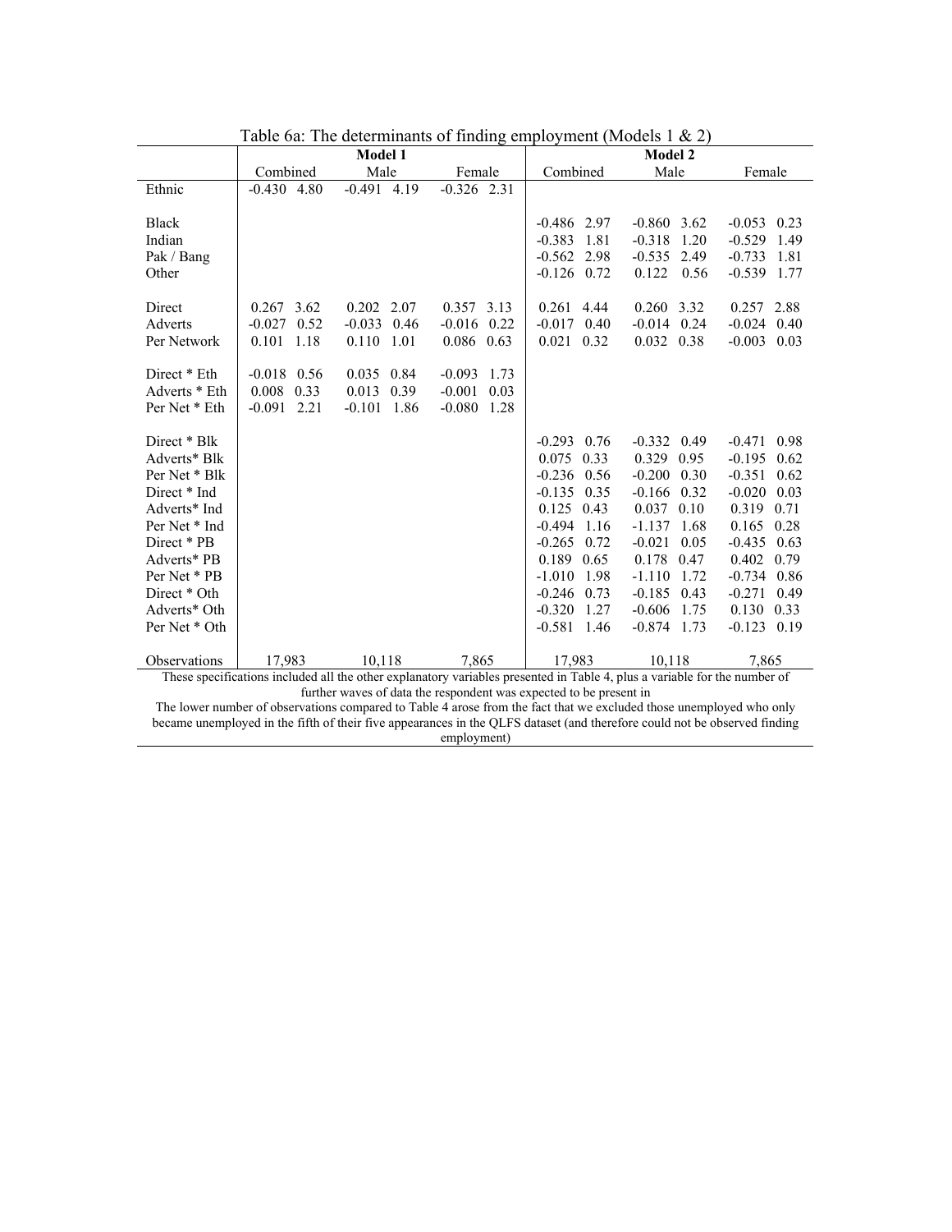Table 6a: The determinants of finding employment (Models 1 & 2)

| | Model 1 | | | Model 2 | | |
|---|---|---|---|---|---|---|
| | Combined | Male | Female | Combined | Male | Female |
| Ethnic | -0.430 4.80 | -0.491 4.19 | -0.326 2.31 | | | |
| Black | | | | -0.486 2.97 | -0.860 3.62 | -0.053 0.23 |
| Indian | | | | -0.383 1.81 | -0.318 1.20 | -0.529 1.49 |
| Pak / Bang | | | | -0.562 2.98 | -0.535 2.49 | -0.733 1.81 |
| Other | | | | -0.126 0.72 | 0.122 0.56 | -0.539 1.77 |
| Direct | 0.267 3.62 | 0.202 2.07 | 0.357 3.13 | 0.261 4.44 | 0.260 3.32 | 0.257 2.88 |
| Adverts | -0.027 0.52 | -0.033 0.46 | -0.016 0.22 | -0.017 0.40 | -0.014 0.24 | -0.024 0.40 |
| Per Network | 0.101 1.18 | 0.110 1.01 | 0.086 0.63 | 0.021 0.32 | 0.032 0.38 | -0.003 0.03 |
| Direct * Eth | -0.018 0.56 | 0.035 0.84 | -0.093 1.73 | | | |
| Adverts * Eth | 0.008 0.33 | 0.013 0.39 | -0.001 0.03 | | | |
| Per Net * Eth | -0.091 2.21 | -0.101 1.86 | -0.080 1.28 | | | |
| Direct * Blk | | | | -0.293 0.76 | -0.332 0.49 | -0.471 0.98 |
| Adverts* Blk | | | | 0.075 0.33 | 0.329 0.95 | -0.195 0.62 |
| Per Net * Blk | | | | -0.236 0.56 | -0.200 0.30 | -0.351 0.62 |
| Direct * Ind | | | | -0.135 0.35 | -0.166 0.32 | -0.020 0.03 |
| Adverts* Ind | | | | 0.125 0.43 | 0.037 0.10 | 0.319 0.71 |
| Per Net * Ind | | | | -0.494 1.16 | -1.137 1.68 | 0.165 0.28 |
| Direct * PB | | | | -0.265 0.72 | -0.021 0.05 | -0.435 0.63 |
| Adverts* PB | | | | 0.189 0.65 | 0.178 0.47 | 0.402 0.79 |
| Per Net * PB | | | | -1.010 1.98 | -1.110 1.72 | -0.734 0.86 |
| Direct * Oth | | | | -0.246 0.73 | -0.185 0.43 | -0.271 0.49 |
| Adverts* Oth | | | | -0.320 1.27 | -0.606 1.75 | 0.130 0.33 |
| Per Net * Oth | | | | -0.581 1.46 | -0.874 1.73 | -0.123 0.19 |
| Observations | 17,983 | 10,118 | 7,865 | 17,983 | 10,118 | 7,865 |

These specifications included all the other explanatory variables presented in Table 4, plus a variable for the number of further waves of data the respondent was expected to be present in

The lower number of observations compared to Table 4 arose from the fact that we excluded those unemployed who only became unemployed in the fifth of their five appearances in the QLFS dataset (and therefore could not be observed finding employment)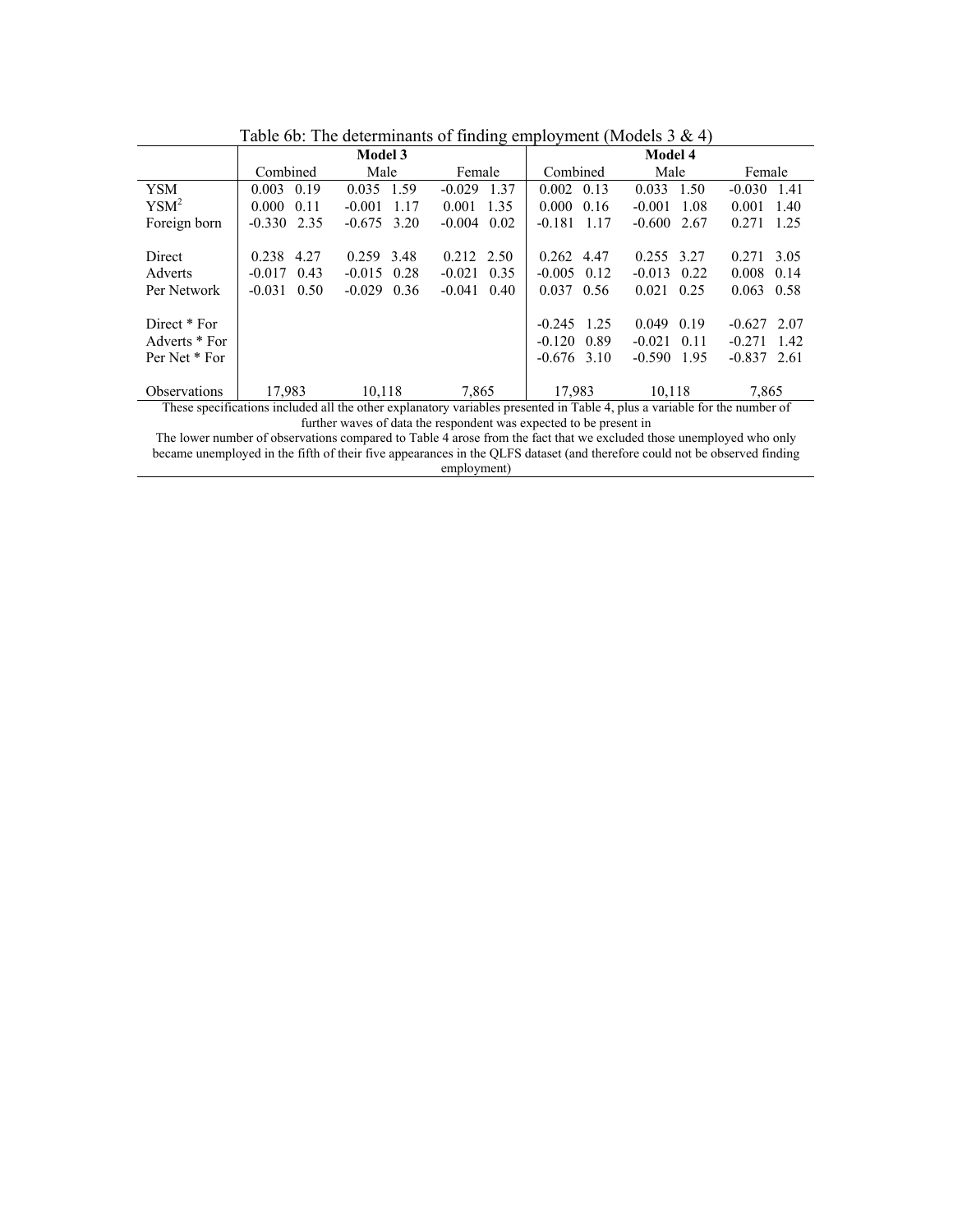Table 6b: The determinants of finding employment (Models 3 & 4)

| | Model 3 | | | | | | Model 4 | | | | | |
|---|---|---|---|---|---|---|---|---|---|---|---|---|
| | Combined | | Male | | Female | | Combined | | Male | | Female | |
| YSM | 0.003 | 0.19 | 0.035 | 1.59 | -0.029 | 1.37 | 0.002 | 0.13 | 0.033 | 1.50 | -0.030 | 1.41 |
| $YSM^2$ | 0.000 | 0.11 | -0.001 | 1.17 | 0.001 | 1.35 | 0.000 | 0.16 | -0.001 | 1.08 | 0.001 | 1.40 |
| Foreign born | -0.330 | 2.35 | -0.675 | 3.20 | -0.004 | 0.02 | -0.181 | 1.17 | -0.600 | 2.67 | 0.271 | 1.25 |
| Direct | 0.238 | 4.27 | 0.259 | 3.48 | 0.212 | 2.50 | 0.262 | 4.47 | 0.255 | 3.27 | 0.271 | 3.05 |
| Adverts | -0.017 | 0.43 | -0.015 | 0.28 | -0.021 | 0.35 | -0.005 | 0.12 | -0.013 | 0.22 | 0.008 | 0.14 |
| Per Network | -0.031 | 0.50 | -0.029 | 0.36 | -0.041 | 0.40 | 0.037 | 0.56 | 0.021 | 0.25 | 0.063 | 0.58 |
| Direct * For | | | | | | | -0.245 | 1.25 | 0.049 | 0.19 | -0.627 | 2.07 |
| Adverts * For | | | | | | | -0.120 | 0.89 | -0.021 | 0.11 | -0.271 | 1.42 |
| Per Net * For | | | | | | | -0.676 | 3.10 | -0.590 | 1.95 | -0.837 | 2.61 |
| Observations | 17,983 | | 10,118 | | 7,865 | | 17,983 | | 10,118 | | 7,865 | |

These specifications included all the other explanatory variables presented in Table 4, plus a variable for the number of further waves of data the respondent was expected to be present in

The lower number of observations compared to Table 4 arose from the fact that we excluded those unemployed who only became unemployed in the fifth of their five appearances in the QLFS dataset (and therefore could not be observed finding employment)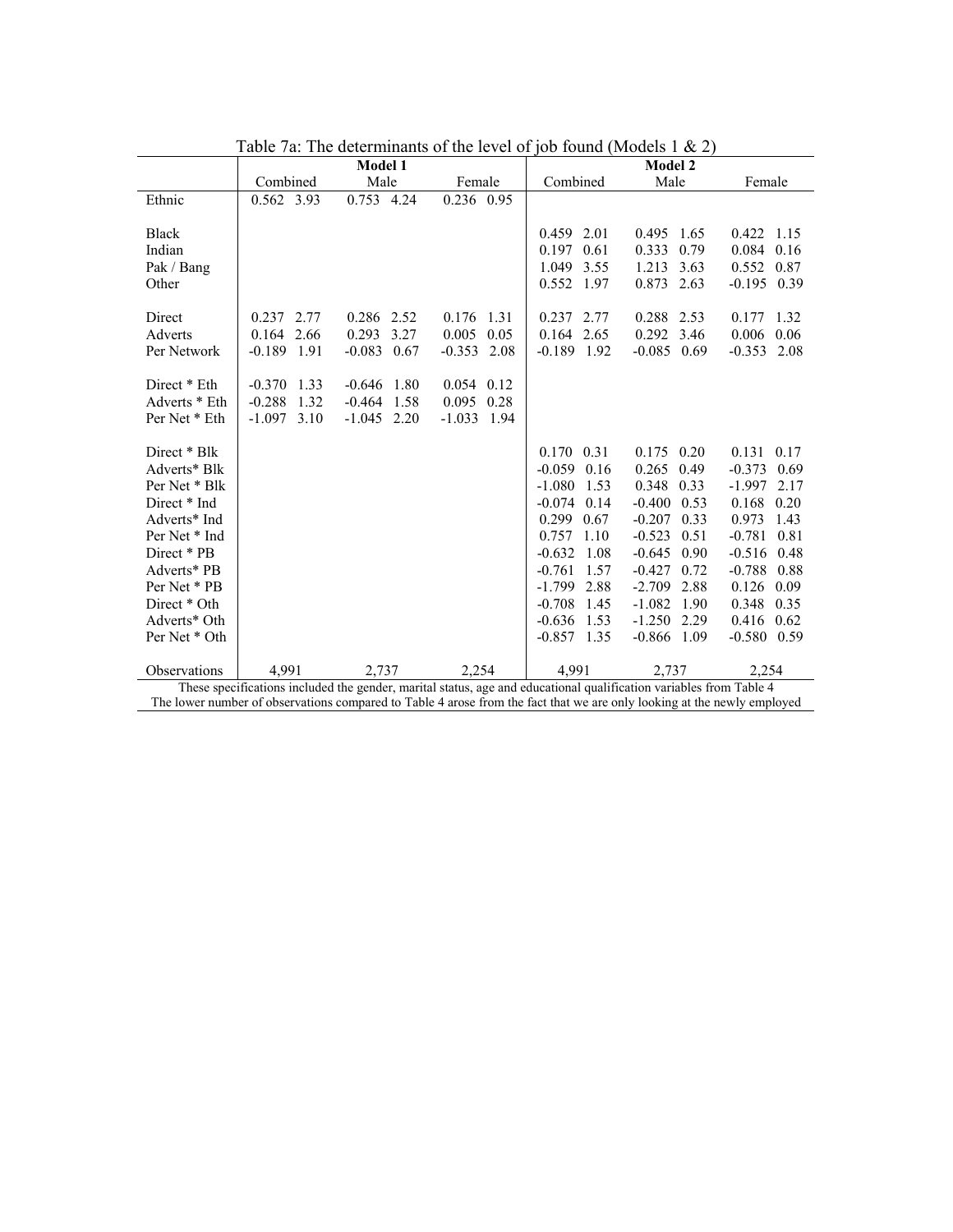Table 7a: The determinants of the level of job found (Models 1 & 2)

| | Model 1 | | | | | | Model 2 | | | | | |
|---|---|---|---|---|---|---|---|---|---|---|---|---|
| | Combined | | Male | | Female | | Combined | | Male | | Female | |
| Ethnic | 0.562 | 3.93 | 0.753 | 4.24 | 0.236 | 0.95 | | | | | | |
| Black | | | | | | | 0.459 | 2.01 | 0.495 | 1.65 | 0.422 | 1.15 |
| Indian | | | | | | | 0.197 | 0.61 | 0.333 | 0.79 | 0.084 | 0.16 |
| Pak / Bang | | | | | | | 1.049 | 3.55 | 1.213 | 3.63 | 0.552 | 0.87 |
| Other | | | | | | | 0.552 | 1.97 | 0.873 | 2.63 | -0.195 | 0.39 |
| Direct | 0.237 | 2.77 | 0.286 | 2.52 | 0.176 | 1.31 | 0.237 | 2.77 | 0.288 | 2.53 | 0.177 | 1.32 |
| Adverts | 0.164 | 2.66 | 0.293 | 3.27 | 0.005 | 0.05 | 0.164 | 2.65 | 0.292 | 3.46 | 0.006 | 0.06 |
| Per Network | -0.189 | 1.91 | -0.083 | 0.67 | -0.353 | 2.08 | -0.189 | 1.92 | -0.085 | 0.69 | -0.353 | 2.08 |
| Direct * Eth | -0.370 | 1.33 | -0.646 | 1.80 | 0.054 | 0.12 | | | | | | |
| Adverts * Eth | -0.288 | 1.32 | -0.464 | 1.58 | 0.095 | 0.28 | | | | | | |
| Per Net * Eth | -1.097 | 3.10 | -1.045 | 2.20 | -1.033 | 1.94 | | | | | | |
| Direct * Blk | | | | | | | 0.170 | 0.31 | 0.175 | 0.20 | 0.131 | 0.17 |
| Adverts* Blk | | | | | | | -0.059 | 0.16 | 0.265 | 0.49 | -0.373 | 0.69 |
| Per Net * Blk | | | | | | | -1.080 | 1.53 | 0.348 | 0.33 | -1.997 | 2.17 |
| Direct * Ind | | | | | | | -0.074 | 0.14 | -0.400 | 0.53 | 0.168 | 0.20 |
| Adverts* Ind | | | | | | | 0.299 | 0.67 | -0.207 | 0.33 | 0.973 | 1.43 |
| Per Net * Ind | | | | | | | 0.757 | 1.10 | -0.523 | 0.51 | -0.781 | 0.81 |
| Direct * PB | | | | | | | -0.632 | 1.08 | -0.645 | 0.90 | -0.516 | 0.48 |
| Adverts* PB | | | | | | | -0.761 | 1.57 | -0.427 | 0.72 | -0.788 | 0.88 |
| Per Net * PB | | | | | | | -1.799 | 2.88 | -2.709 | 2.88 | 0.126 | 0.09 |
| Direct * Oth | | | | | | | -0.708 | 1.45 | -1.082 | 1.90 | 0.348 | 0.35 |
| Adverts* Oth | | | | | | | -0.636 | 1.53 | -1.250 | 2.29 | 0.416 | 0.62 |
| Per Net * Oth | | | | | | | -0.857 | 1.35 | -0.866 | 1.09 | -0.580 | 0.59 |
| Observations | 4,991 | | 2,737 | | 2,254 | | 4,991 | | 2,737 | | 2,254 | |

These specifications included the gender, marital status, age and educational qualification variables from Table 4

The lower number of observations compared to Table 4 arose from the fact that we are only looking at the newly employed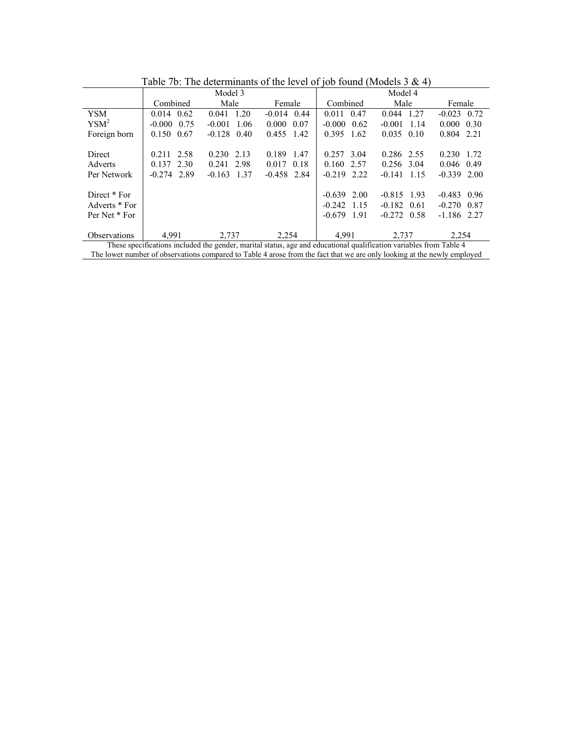Table 7b: The determinants of the level of job found (Models 3 & 4)

| | Model 3 | | | | | | Model 4 | | | | | |
|---|---|---|---|---|---|---|---|---|---|---|---|---|
| | Combined | | Male | | Female | | Combined | | Male | | Female | |
| YSM | 0.014 | 0.62 | 0.041 | 1.20 | -0.014 | 0.44 | 0.011 | 0.47 | 0.044 | 1.27 | -0.023 | 0.72 |
| $YSM^2$ | -0.000 | 0.75 | -0.001 | 1.06 | 0.000 | 0.07 | -0.000 | 0.62 | -0.001 | 1.14 | 0.000 | 0.30 |
| Foreign born | 0.150 | 0.67 | -0.128 | 0.40 | 0.455 | 1.42 | 0.395 | 1.62 | 0.035 | 0.10 | 0.804 | 2.21 |
| Direct | 0.211 | 2.58 | 0.230 | 2.13 | 0.189 | 1.47 | 0.257 | 3.04 | 0.286 | 2.55 | 0.230 | 1.72 |
| Adverts | 0.137 | 2.30 | 0.241 | 2.98 | 0.017 | 0.18 | 0.160 | 2.57 | 0.256 | 3.04 | 0.046 | 0.49 |
| Per Network | -0.274 | 2.89 | -0.163 | 1.37 | -0.458 | 2.84 | -0.219 | 2.22 | -0.141 | 1.15 | -0.339 | 2.00 |
| Direct * For | | | | | | | -0.639 | 2.00 | -0.815 | 1.93 | -0.483 | 0.96 |
| Adverts * For | | | | | | | -0.242 | 1.15 | -0.182 | 0.61 | -0.270 | 0.87 |
| Per Net * For | | | | | | | -0.679 | 1.91 | -0.272 | 0.58 | -1.186 | 2.27 |
| Observations | 4,991 | | 2,737 | | 2,254 | | 4,991 | | 2,737 | | 2,254 | |

These specifications included the gender, marital status, age and educational qualification variables from Table 4
The lower number of observations compared to Table 4 arose from the fact that we are only looking at the newly employed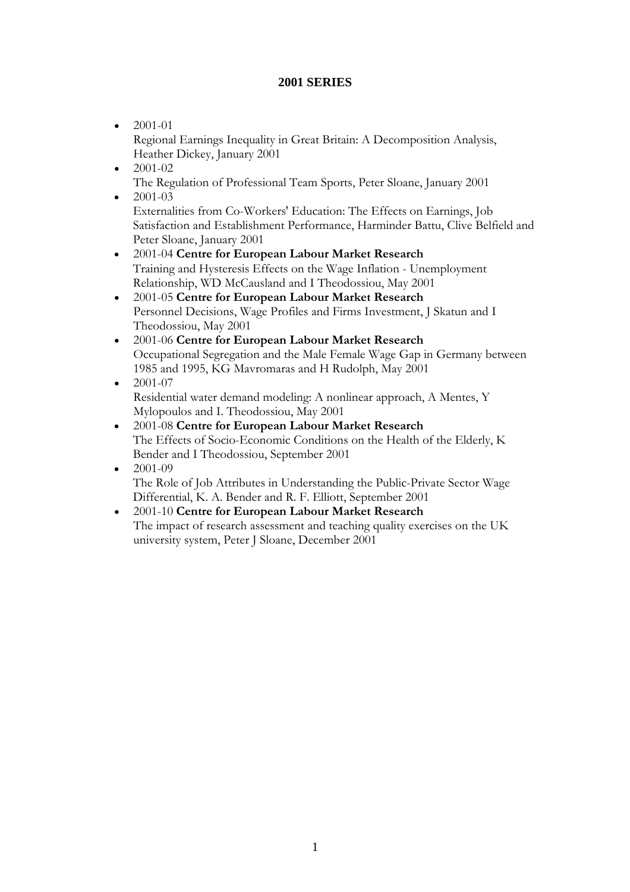## 2001 SERIES

- 2001-01
  Regional Earnings Inequality in Great Britain: A Decomposition Analysis, Heather Dickey, January 2001
- 2001-02
  The Regulation of Professional Team Sports, Peter Sloane, January 2001
- 2001-03
  Externalities from Co-Workers' Education: The Effects on Earnings, Job Satisfaction and Establishment Performance, Harminder Battu, Clive Belfield and Peter Sloane, January 2001
- 2001-04 **Centre for European Labour Market Research**
  Training and Hysteresis Effects on the Wage Inflation - Unemployment Relationship, WD McCausland and I Theodossiou, May 2001
- 2001-05 **Centre for European Labour Market Research**
  Personnel Decisions, Wage Profiles and Firms Investment, J Skatun and I Theodossiou, May 2001
- 2001-06 **Centre for European Labour Market Research**
  Occupational Segregation and the Male Female Wage Gap in Germany between 1985 and 1995, KG Mavromaras and H Rudolph, May 2001
- 2001-07
  Residential water demand modeling: A nonlinear approach, A Mentes, Y Mylopoulos and I. Theodossiou, May 2001
- 2001-08 **Centre for European Labour Market Research**
  The Effects of Socio-Economic Conditions on the Health of the Elderly, K Bender and I Theodossiou, September 2001
- 2001-09
  The Role of Job Attributes in Understanding the Public-Private Sector Wage Differential, K. A. Bender and R. F. Elliott, September 2001
- 2001-10 **Centre for European Labour Market Research**
  The impact of research assessment and teaching quality exercises on the UK university system, Peter J Sloane, December 2001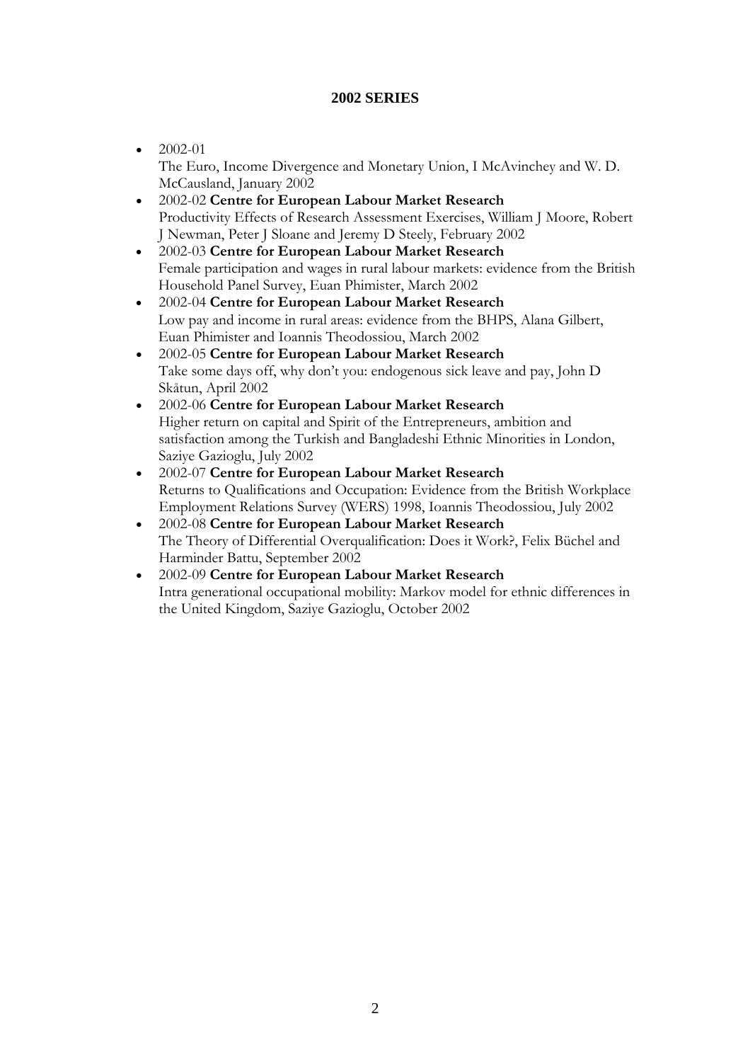**2002 SERIES**

- 2002-01
  The Euro, Income Divergence and Monetary Union, I McAvinchey and W. D. McCausland, January 2002
- 2002-02 **Centre for European Labour Market Research**
  Productivity Effects of Research Assessment Exercises, William J Moore, Robert J Newman, Peter J Sloane and Jeremy D Steely, February 2002
- 2002-03 **Centre for European Labour Market Research**
  Female participation and wages in rural labour markets: evidence from the British Household Panel Survey, Euan Phimister, March 2002
- 2002-04 **Centre for European Labour Market Research**
  Low pay and income in rural areas: evidence from the BHPS, Alana Gilbert, Euan Phimister and Ioannis Theodossiou, March 2002
- 2002-05 **Centre for European Labour Market Research**
  Take some days off, why don't you: endogenous sick leave and pay, John D Skåtun, April 2002
- 2002-06 **Centre for European Labour Market Research**
  Higher return on capital and Spirit of the Entrepreneurs, ambition and satisfaction among the Turkish and Bangladeshi Ethnic Minorities in London, Saziye Gazioglu, July 2002
- 2002-07 **Centre for European Labour Market Research**
  Returns to Qualifications and Occupation: Evidence from the British Workplace Employment Relations Survey (WERS) 1998, Ioannis Theodossiou, July 2002
- 2002-08 **Centre for European Labour Market Research**
  The Theory of Differential Overqualification: Does it Work?, Felix Büchel and Harminder Battu, September 2002
- 2002-09 **Centre for European Labour Market Research**
  Intra generational occupational mobility: Markov model for ethnic differences in the United Kingdom, Saziye Gazioglu, October 2002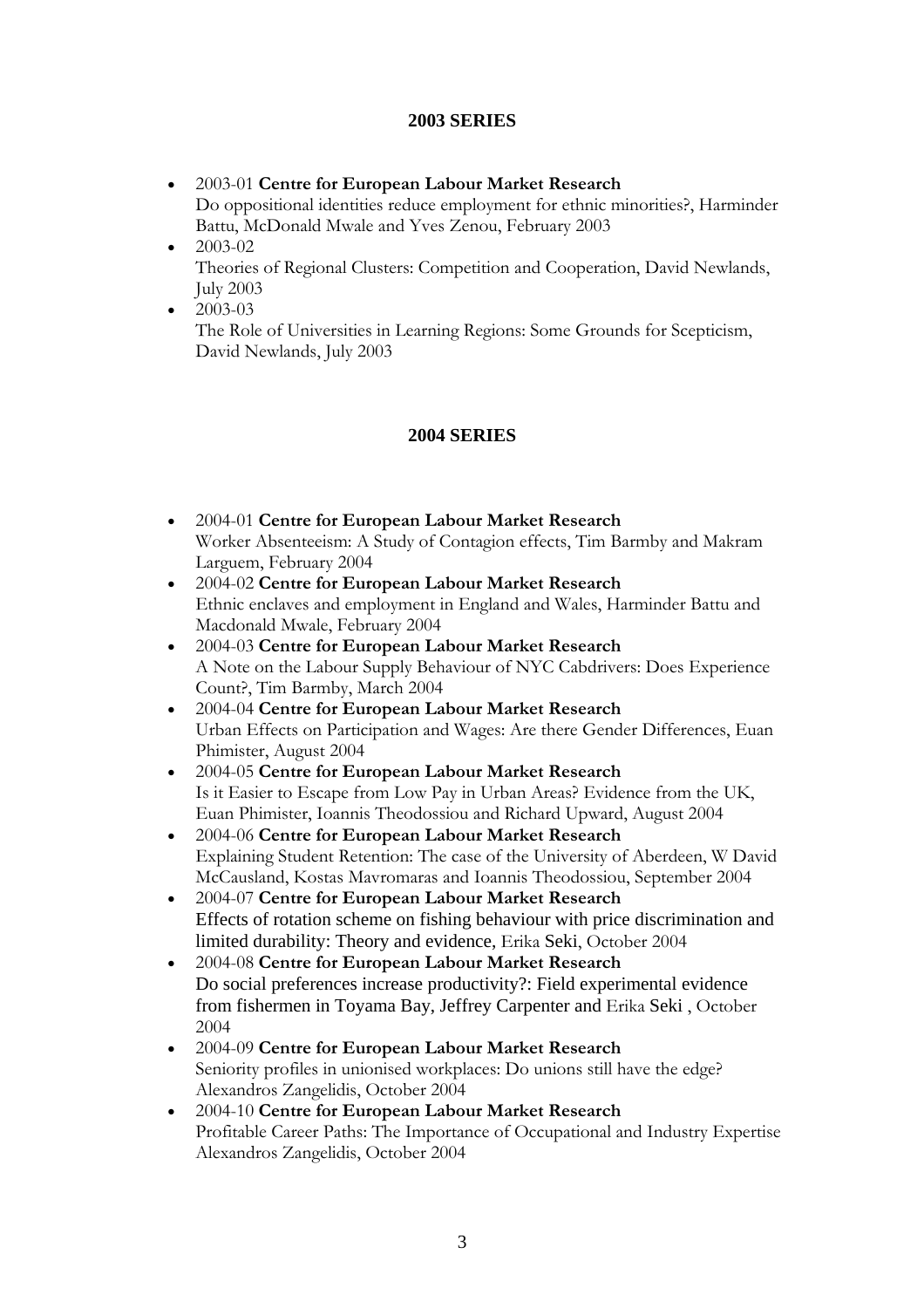## 2003 SERIES

- 2003-01 **Centre for European Labour Market Research**
  Do oppositional identities reduce employment for ethnic minorities?, Harminder Battu, McDonald Mwale and Yves Zenou, February 2003
- 2003-02
  Theories of Regional Clusters: Competition and Cooperation, David Newlands, July 2003
- 2003-03
  The Role of Universities in Learning Regions: Some Grounds for Scepticism, David Newlands, July 2003

## 2004 SERIES

- 2004-01 **Centre for European Labour Market Research**
  Worker Absenteeism: A Study of Contagion effects, Tim Barmby and Makram Larguem, February 2004
- 2004-02 **Centre for European Labour Market Research**
  Ethnic enclaves and employment in England and Wales, Harminder Battu and Macdonald Mwale, February 2004
- 2004-03 **Centre for European Labour Market Research**
  A Note on the Labour Supply Behaviour of NYC Cabdrivers: Does Experience Count?, Tim Barmby, March 2004
- 2004-04 **Centre for European Labour Market Research**
  Urban Effects on Participation and Wages: Are there Gender Differences, Euan Phimister, August 2004
- 2004-05 **Centre for European Labour Market Research**
  Is it Easier to Escape from Low Pay in Urban Areas? Evidence from the UK, Euan Phimister, Ioannis Theodossiou and Richard Upward, August 2004
- 2004-06 **Centre for European Labour Market Research**
  Explaining Student Retention: The case of the University of Aberdeen, W David McCausland, Kostas Mavromaras and Ioannis Theodossiou, September 2004
- 2004-07 **Centre for European Labour Market Research**
  Effects of rotation scheme on fishing behaviour with price discrimination and limited durability: Theory and evidence, Erika Seki, October 2004
- 2004-08 **Centre for European Labour Market Research**
  Do social preferences increase productivity?: Field experimental evidence from fishermen in Toyama Bay, Jeffrey Carpenter and Erika Seki , October 2004
- 2004-09 **Centre for European Labour Market Research**
  Seniority profiles in unionised workplaces: Do unions still have the edge? Alexandros Zangelidis, October 2004
- 2004-10 **Centre for European Labour Market Research**
  Profitable Career Paths: The Importance of Occupational and Industry Expertise Alexandros Zangelidis, October 2004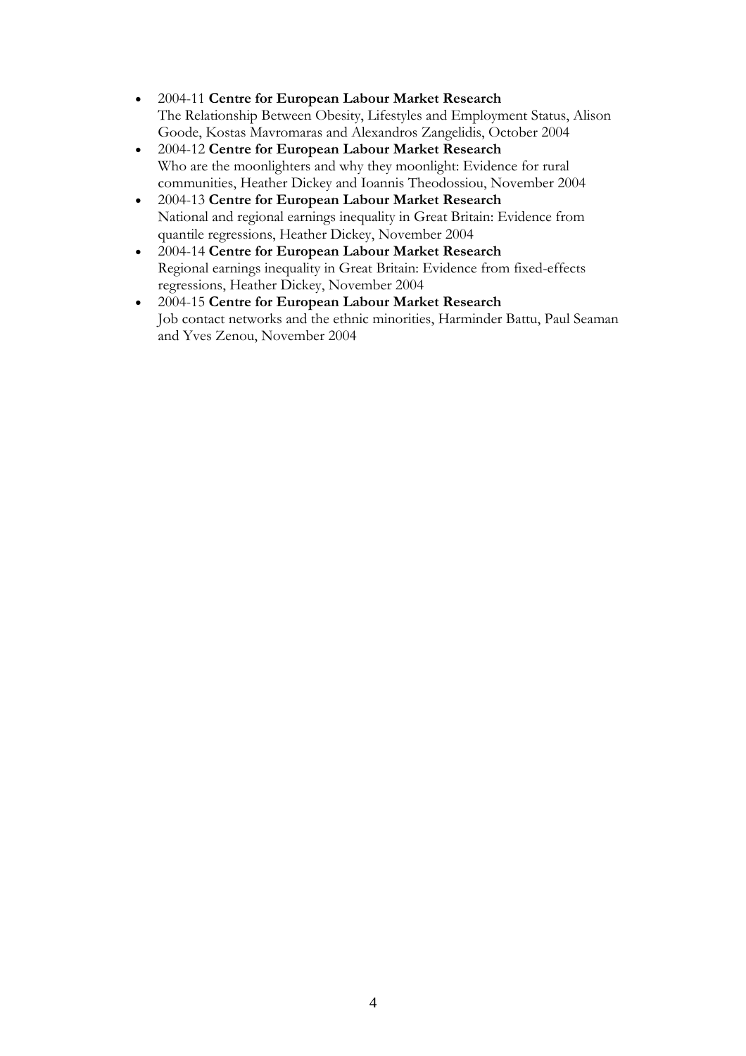- 2004-11 **Centre for European Labour Market Research**
  The Relationship Between Obesity, Lifestyles and Employment Status, Alison Goode, Kostas Mavromaras and Alexandros Zangelidis, October 2004
- 2004-12 **Centre for European Labour Market Research**
  Who are the moonlighters and why they moonlight: Evidence for rural communities, Heather Dickey and Ioannis Theodossiou, November 2004
- 2004-13 **Centre for European Labour Market Research**
  National and regional earnings inequality in Great Britain: Evidence from quantile regressions, Heather Dickey, November 2004
- 2004-14 **Centre for European Labour Market Research**
  Regional earnings inequality in Great Britain: Evidence from fixed-effects regressions, Heather Dickey, November 2004
- 2004-15 **Centre for European Labour Market Research**
  Job contact networks and the ethnic minorities, Harminder Battu, Paul Seaman and Yves Zenou, November 2004